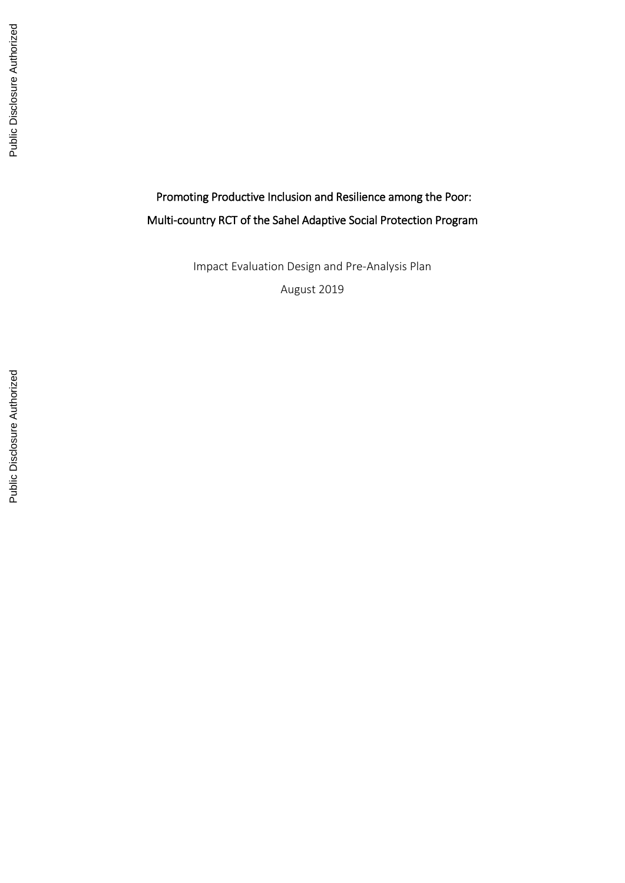# Promoting Productive Inclusion and Resilience among the Poor:

# Multi-country RCT of the Sahel Adaptive Social Protection Program

Impact Evaluation Design and Pre-Analysis Plan

August 2019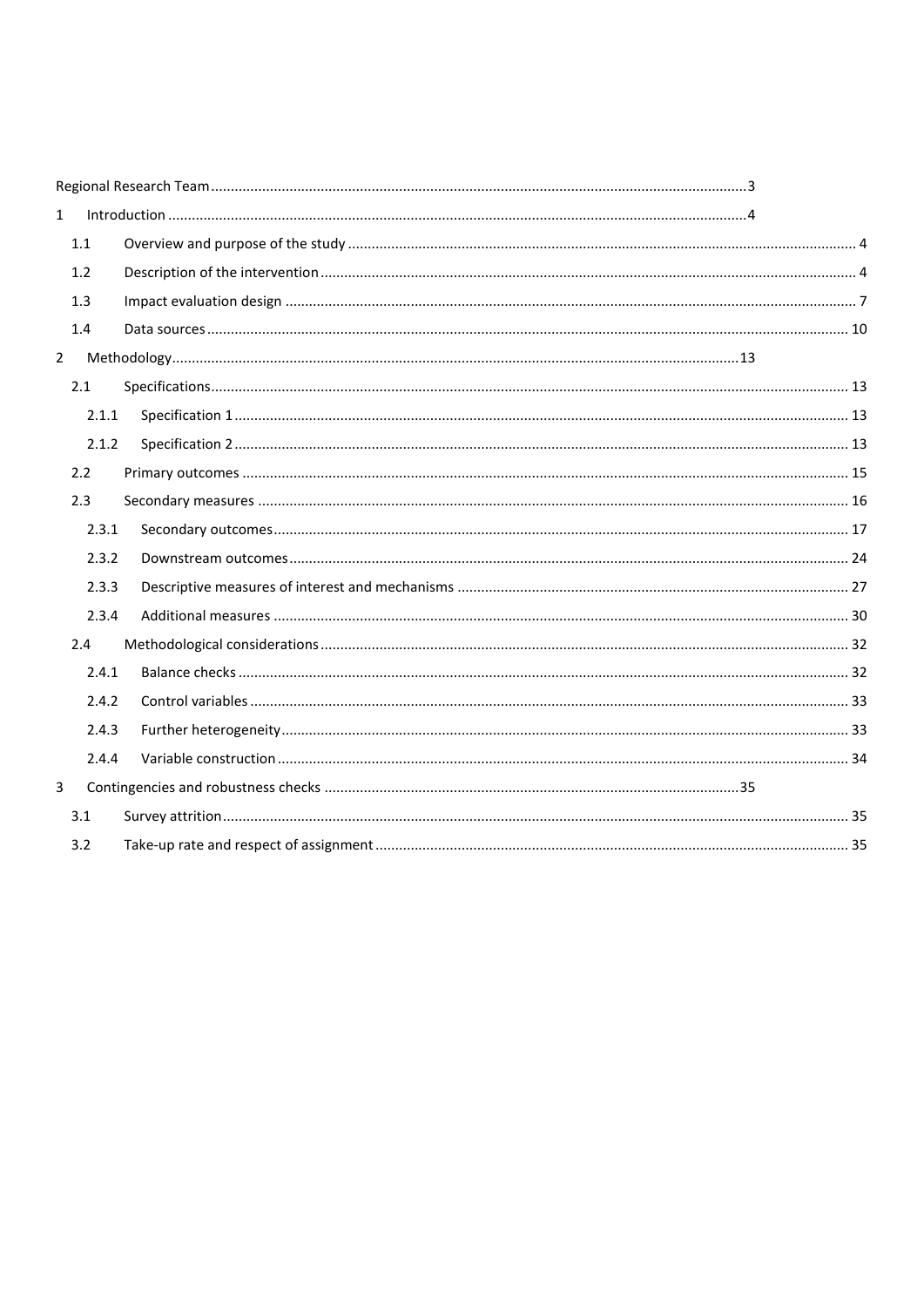Regional Research Team ..... 3

1 Introduction ..... 4

- 1.1 Overview and purpose of the study ..... 4
- 1.2 Description of the intervention ..... 4
- 1.3 Impact evaluation design ..... 7
- 1.4 Data sources ..... 10

2 Methodology ..... 13

- 2.1 Specifications ..... 13
  - 2.1.1 Specification 1 ..... 13
  - 2.1.2 Specification 2 ..... 13
- 2.2 Primary outcomes ..... 15
- 2.3 Secondary measures ..... 16
  - 2.3.1 Secondary outcomes ..... 17
  - 2.3.2 Downstream outcomes ..... 24
  - 2.3.3 Descriptive measures of interest and mechanisms ..... 27
  - 2.3.4 Additional measures ..... 30
- 2.4 Methodological considerations ..... 32
  - 2.4.1 Balance checks ..... 32
  - 2.4.2 Control variables ..... 33
  - 2.4.3 Further heterogeneity ..... 33
  - 2.4.4 Variable construction ..... 34

3 Contingencies and robustness checks ..... 35

- 3.1 Survey attrition ..... 35
- 3.2 Take-up rate and respect of assignment ..... 35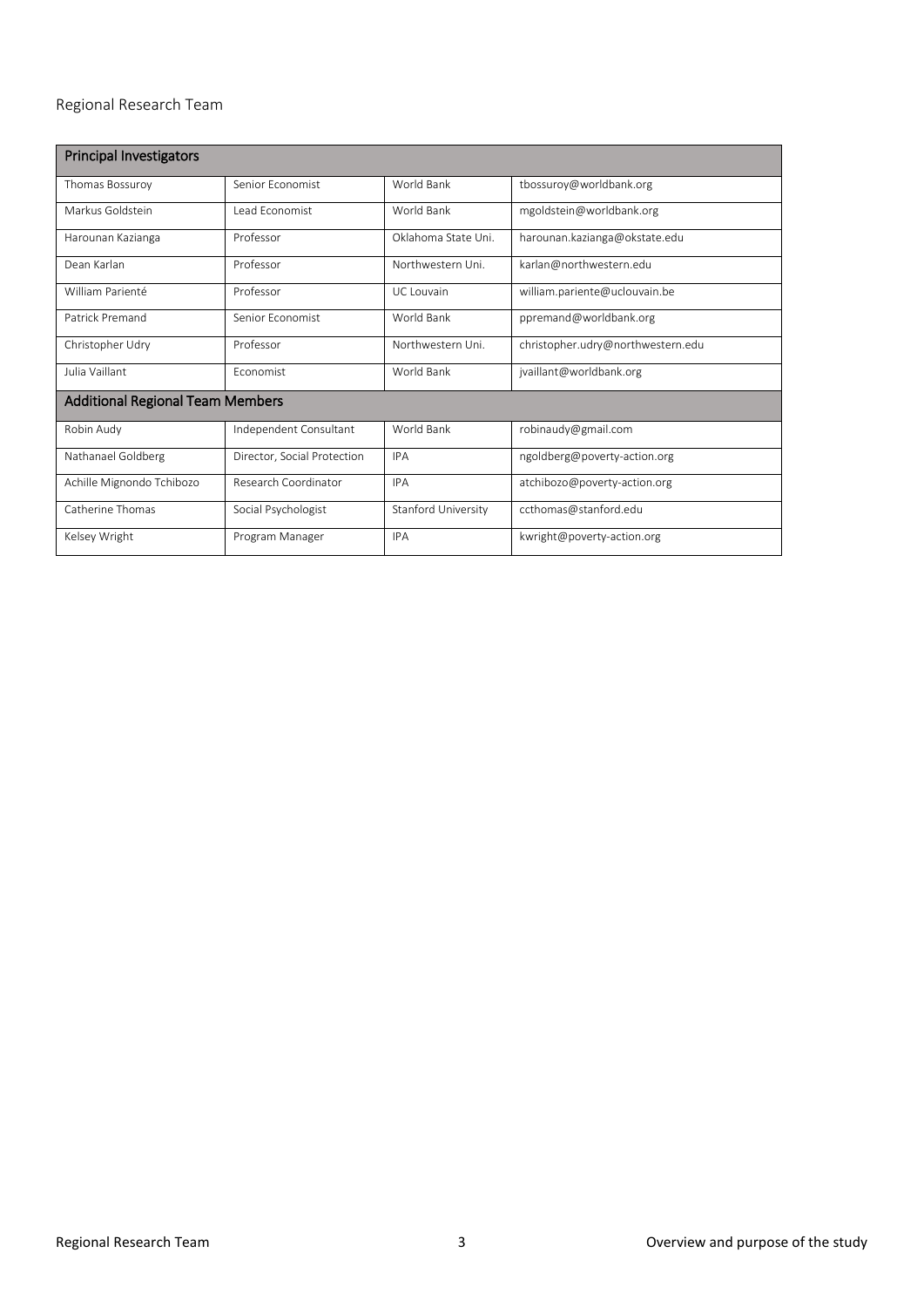## Regional Research Team

| Principal Investigators | | | |
|---|---|---|---|
| Thomas Bossuroy | Senior Economist | World Bank | tbossuroy@worldbank.org |
| Markus Goldstein | Lead Economist | World Bank | mgoldstein@worldbank.org |
| Harounan Kazianga | Professor | Oklahoma State Uni. | harounan.kazianga@okstate.edu |
| Dean Karlan | Professor | Northwestern Uni. | karlan@northwestern.edu |
| William Parienté | Professor | UC Louvain | william.pariente@uclouvain.be |
| Patrick Premand | Senior Economist | World Bank | ppremand@worldbank.org |
| Christopher Udry | Professor | Northwestern Uni. | christopher.udry@northwestern.edu |
| Julia Vaillant | Economist | World Bank | jvaillant@worldbank.org |
| **Additional Regional Team Members** | | | |
| Robin Audy | Independent Consultant | World Bank | robinaudy@gmail.com |
| Nathanael Goldberg | Director, Social Protection | IPA | ngoldberg@poverty-action.org |
| Achille Mignondo Tchibozo | Research Coordinator | IPA | atchibozo@poverty-action.org |
| Catherine Thomas | Social Psychologist | Stanford University | ccthomas@stanford.edu |
| Kelsey Wright | Program Manager | IPA | kwright@poverty-action.org |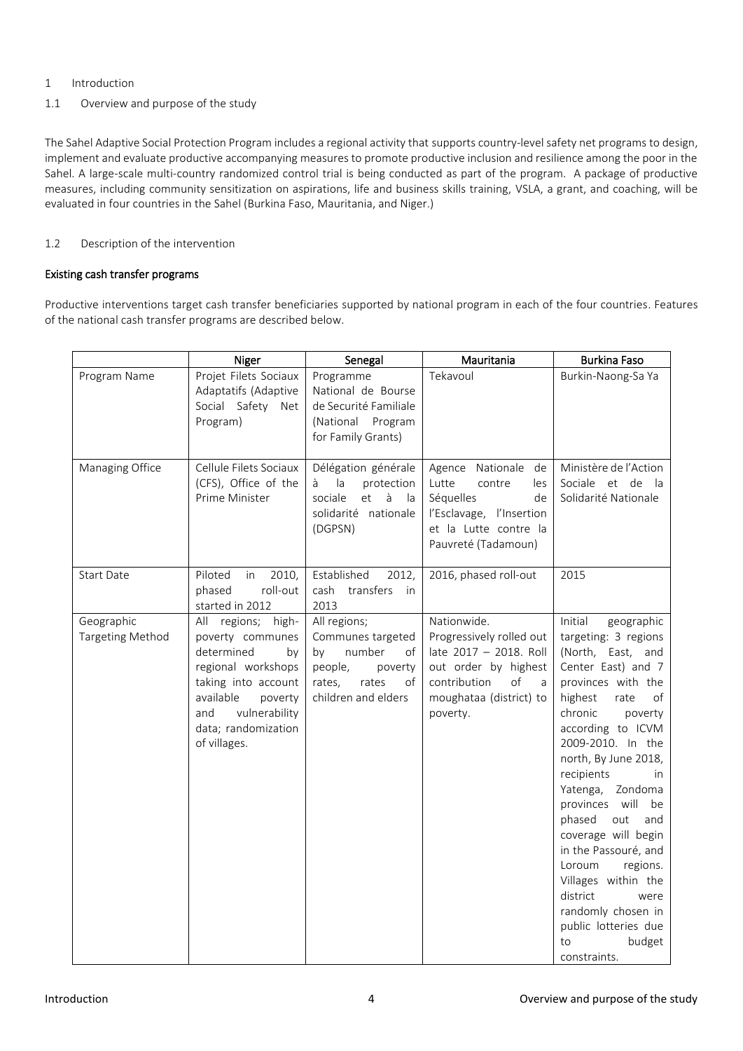# 1 Introduction

## 1.1 Overview and purpose of the study

The Sahel Adaptive Social Protection Program includes a regional activity that supports country-level safety net programs to design, implement and evaluate productive accompanying measures to promote productive inclusion and resilience among the poor in the Sahel. A large-scale multi-country randomized control trial is being conducted as part of the program. A package of productive measures, including community sensitization on aspirations, life and business skills training, VSLA, a grant, and coaching, will be evaluated in four countries in the Sahel (Burkina Faso, Mauritania, and Niger.)

## 1.2 Description of the intervention

### Existing cash transfer programs

Productive interventions target cash transfer beneficiaries supported by national program in each of the four countries. Features of the national cash transfer programs are described below.

| | Niger | Senegal | Mauritania | Burkina Faso |
|---|---|---|---|---|
| Program Name | Projet Filets Sociaux Adaptatifs (Adaptive Social Safety Net Program) | Programme National de Bourse de Securité Familiale (National Program for Family Grants) | Tekavoul | Burkin-Naong-Sa Ya |
| Managing Office | Cellule Filets Sociaux (CFS), Office of the Prime Minister | Délégation générale à la protection sociale et à la solidarité nationale (DGPSN) | Agence Nationale de Lutte contre les Séquelles de l'Esclavage, l'Insertion et la Lutte contre la Pauvreté (Tadamoun) | Ministère de l'Action Sociale et de la Solidarité Nationale |
| Start Date | Piloted in 2010, phased roll-out started in 2012 | Established 2012, cash transfers in 2013 | 2016, phased roll-out | 2015 |
| Geographic Targeting Method | All regions; high-poverty communes determined by regional workshops taking into account available poverty and vulnerability data; randomization of villages. | All regions; Communes targeted by number of people, poverty rates, rates of children and elders | Nationwide. Progressively rolled out late 2017 – 2018. Roll out order by highest contribution of a moughataa (district) to poverty. | Initial geographic targeting: 3 regions (North, East, and Center East) and 7 provinces with the highest rate of chronic poverty according to ICVM 2009-2010. In the north, By June 2018, recipients in Yatenga, Zondoma provinces will be phased out and coverage will begin in the Passouré, and Loroum regions. Villages within the district were randomly chosen in public lotteries due to budget constraints. |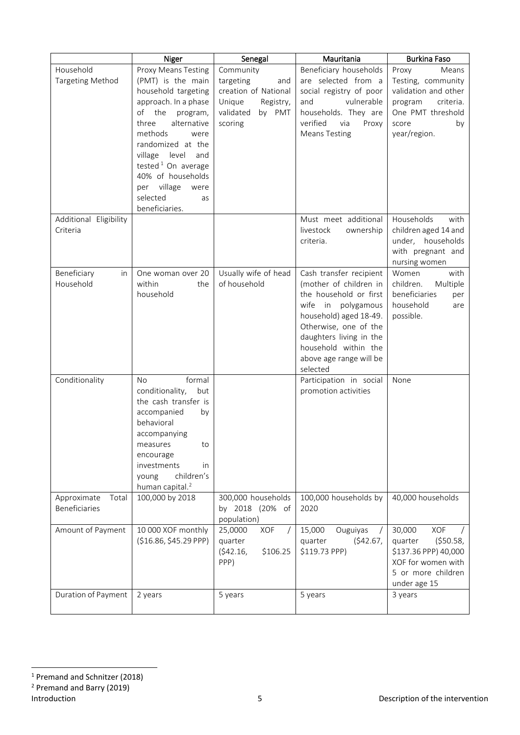| | Niger | Senegal | Mauritania | Burkina Faso |
|---|---|---|---|---|
| Household Targeting Method | Proxy Means Testing (PMT) is the main household targeting approach. In a phase of the program, three alternative methods were randomized at the village level and tested[1] On average 40% of households per village were selected as beneficiaries. | Community targeting and creation of National Unique Registry, validated by PMT scoring | Beneficiary households are selected from a social registry of poor and vulnerable households. They are verified via Proxy Means Testing | Proxy Means Testing, community validation and other program criteria. One PMT threshold score by year/region. |
| Additional Eligibility Criteria | | | Must meet additional livestock ownership criteria. | Households with children aged 14 and under, households with pregnant and nursing women |
| Beneficiary in Household | One woman over 20 within the household | Usually wife of head of household | Cash transfer recipient (mother of children in the household or first wife in polygamous household) aged 18-49. Otherwise, one of the daughters living in the household within the above age range will be selected | Women with children. Multiple beneficiaries per household are possible. |
| Conditionality | No formal conditionality, but the cash transfer is accompanied by behavioral accompanying measures to encourage investments in young children's human capital.[2] | | Participation in social promotion activities | None |
| Approximate Total Beneficiaries | 100,000 by 2018 | 300,000 households by 2018 (20% of population) | 100,000 households by 2020 | 40,000 households |
| Amount of Payment | 10 000 XOF monthly ($16.86, $45.29 PPP) | 25,0000 XOF / quarter ($42.16, $106.25 PPP) | 15,000 Ouguiyas / quarter ($42.67, $119.73 PPP) | 30,000 XOF / quarter ($50.58, $137.36 PPP) 40,000 XOF for women with 5 or more children under age 15 |
| Duration of Payment | 2 years | 5 years | 5 years | 3 years |

[1] Premand and Schnitzer (2018)

[2] Premand and Barry (2019)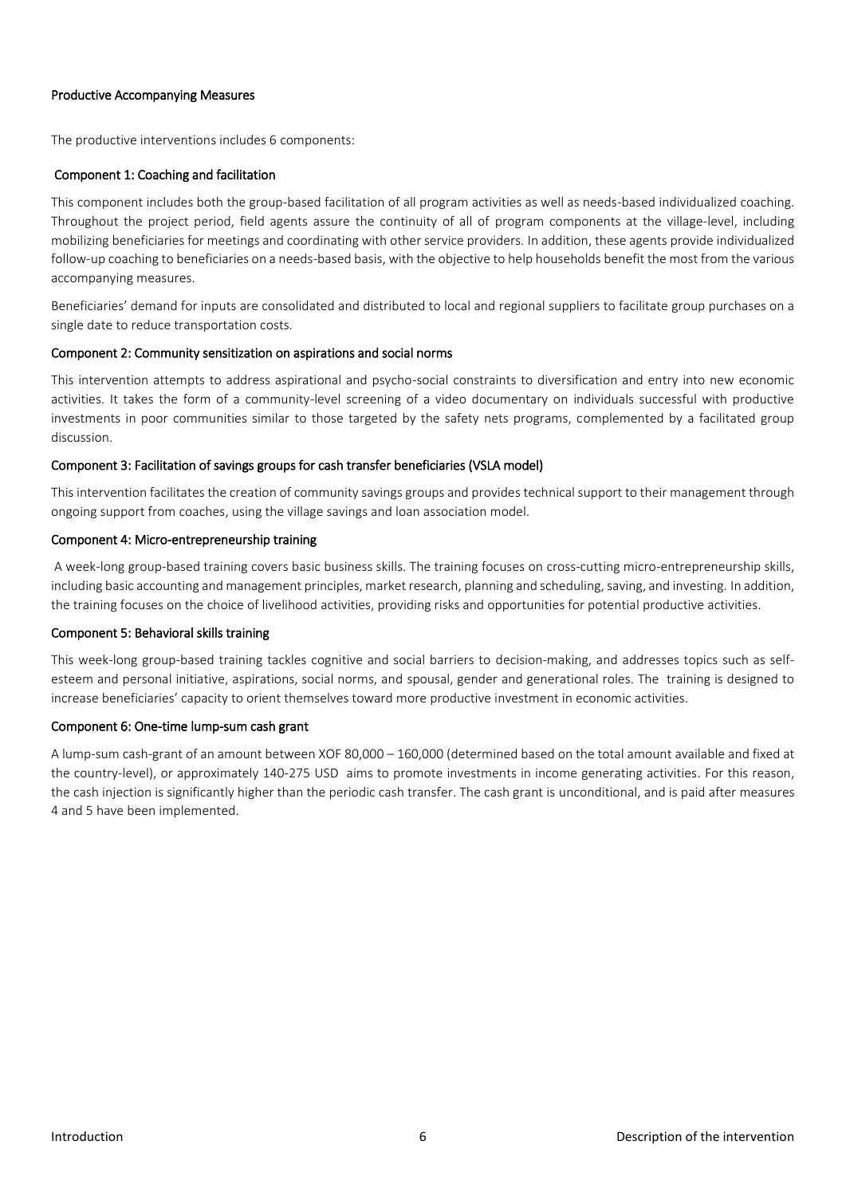## Productive Accompanying Measures

The productive interventions includes 6 components:

### Component 1: Coaching and facilitation

This component includes both the group-based facilitation of all program activities as well as needs-based individualized coaching. Throughout the project period, field agents assure the continuity of all of program components at the village-level, including mobilizing beneficiaries for meetings and coordinating with other service providers. In addition, these agents provide individualized follow-up coaching to beneficiaries on a needs-based basis, with the objective to help households benefit the most from the various accompanying measures.

Beneficiaries' demand for inputs are consolidated and distributed to local and regional suppliers to facilitate group purchases on a single date to reduce transportation costs.

### Component 2: Community sensitization on aspirations and social norms

This intervention attempts to address aspirational and psycho-social constraints to diversification and entry into new economic activities. It takes the form of a community-level screening of a video documentary on individuals successful with productive investments in poor communities similar to those targeted by the safety nets programs, complemented by a facilitated group discussion.

### Component 3: Facilitation of savings groups for cash transfer beneficiaries (VSLA model)

This intervention facilitates the creation of community savings groups and provides technical support to their management through ongoing support from coaches, using the village savings and loan association model.

### Component 4: Micro-entrepreneurship training

A week-long group-based training covers basic business skills. The training focuses on cross-cutting micro-entrepreneurship skills, including basic accounting and management principles, market research, planning and scheduling, saving, and investing. In addition, the training focuses on the choice of livelihood activities, providing risks and opportunities for potential productive activities.

### Component 5: Behavioral skills training

This week-long group-based training tackles cognitive and social barriers to decision-making, and addresses topics such as self-esteem and personal initiative, aspirations, social norms, and spousal, gender and generational roles. The training is designed to increase beneficiaries' capacity to orient themselves toward more productive investment in economic activities.

### Component 6: One-time lump-sum cash grant

A lump-sum cash-grant of an amount between XOF 80,000 – 160,000 (determined based on the total amount available and fixed at the country-level), or approximately 140-275 USD aims to promote investments in income generating activities. For this reason, the cash injection is significantly higher than the periodic cash transfer. The cash grant is unconditional, and is paid after measures 4 and 5 have been implemented.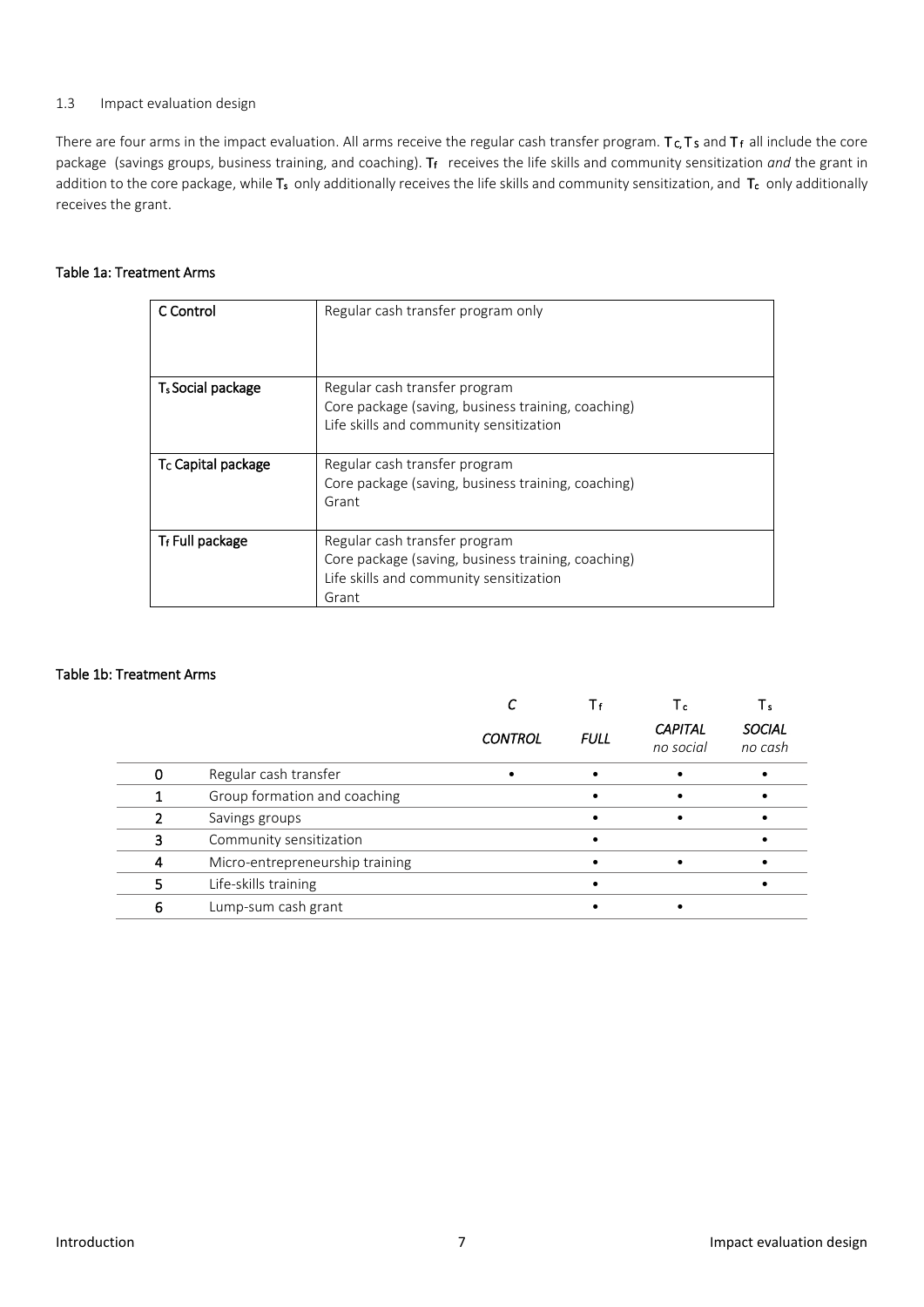### 1.3 Impact evaluation design

There are four arms in the impact evaluation. All arms receive the regular cash transfer program. $T_C$, $T_S$ and $T_f$ all include the core package (savings groups, business training, and coaching). $T_f$ receives the life skills and community sensitization *and* the grant in addition to the core package, while $T_s$ only additionally receives the life skills and community sensitization, and $T_c$ only additionally receives the grant.

**Table 1a: Treatment Arms**

| | |
|---|---|
| C Control | Regular cash transfer program only |
| $T_s$ Social package | Regular cash transfer program<br>Core package (saving, business training, coaching)<br>Life skills and community sensitization |
| $T_C$ Capital package | Regular cash transfer program<br>Core package (saving, business training, coaching)<br>Grant |
| $T_f$ Full package | Regular cash transfer program<br>Core package (saving, business training, coaching)<br>Life skills and community sensitization<br>Grant |

**Table 1b: Treatment Arms**

| | | C<br>*CONTROL* | $T_f$<br>*FULL* | $T_c$<br>*CAPITAL*<br>*no social* | $T_s$<br>*SOCIAL*<br>*no cash* |
|---|---|---|---|---|---|
| 0 | Regular cash transfer | • | • | • | • |
| 1 | Group formation and coaching | | • | • | • |
| 2 | Savings groups | | • | • | • |
| 3 | Community sensitization | | • | | • |
| 4 | Micro-entrepreneurship training | | • | • | • |
| 5 | Life-skills training | | • | | • |
| 6 | Lump-sum cash grant | | • | • | |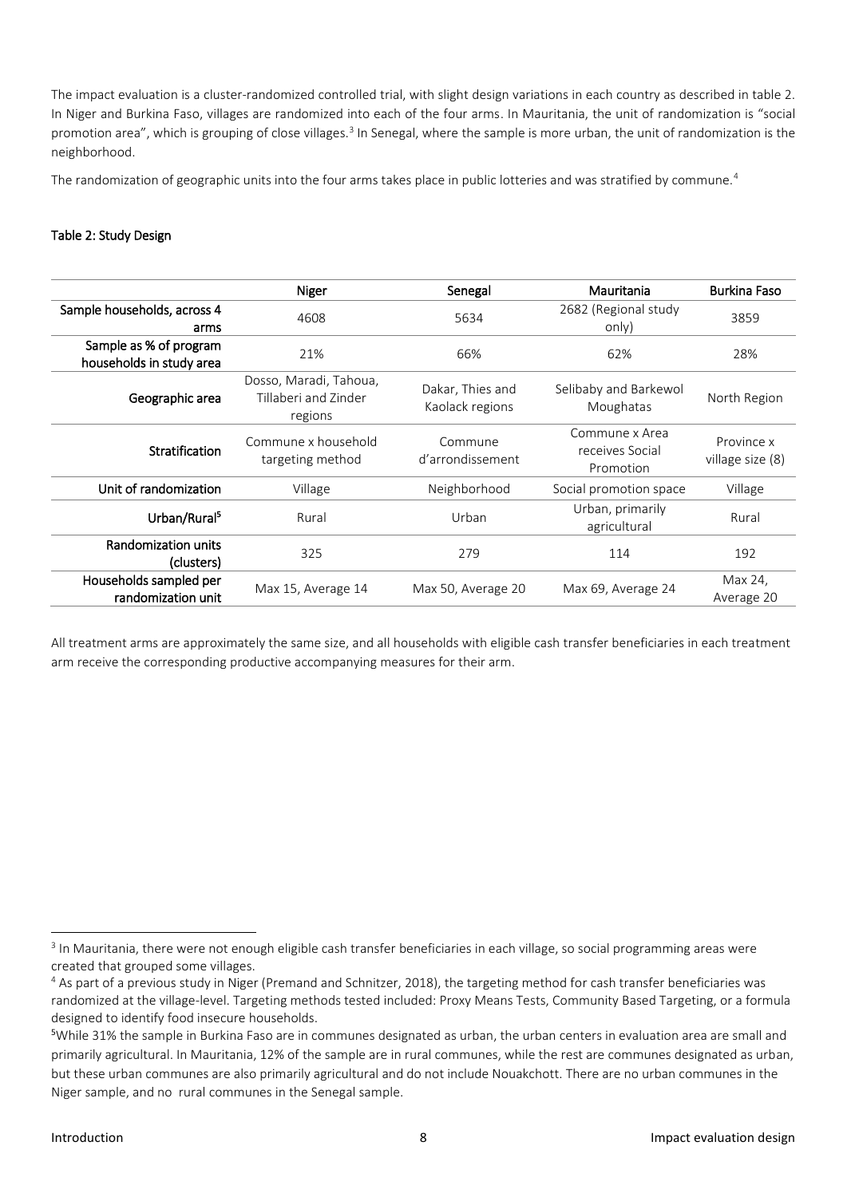The impact evaluation is a cluster-randomized controlled trial, with slight design variations in each country as described in table 2. In Niger and Burkina Faso, villages are randomized into each of the four arms. In Mauritania, the unit of randomization is "social promotion area", which is grouping of close villages.[3] In Senegal, where the sample is more urban, the unit of randomization is the neighborhood.

The randomization of geographic units into the four arms takes place in public lotteries and was stratified by commune.[4]

**Table 2: Study Design**

| | Niger | Senegal | Mauritania | Burkina Faso |
|---|---|---|---|---|
| Sample households, across 4 arms | 4608 | 5634 | 2682 (Regional study only) | 3859 |
| Sample as % of program households in study area | 21% | 66% | 62% | 28% |
| Geographic area | Dosso, Maradi, Tahoua, Tillaberi and Zinder regions | Dakar, Thies and Kaolack regions | Selibaby and Barkewol Moughatas | North Region |
| Stratification | Commune x household targeting method | Commune d'arrondissement | Commune x Area receives Social Promotion | Province x village size (8) |
| Unit of randomization | Village | Neighborhood | Social promotion space | Village |
| Urban/Rural[5] | Rural | Urban | Urban, primarily agricultural | Rural |
| Randomization units (clusters) | 325 | 279 | 114 | 192 |
| Households sampled per randomization unit | Max 15, Average 14 | Max 50, Average 20 | Max 69, Average 24 | Max 24, Average 20 |

All treatment arms are approximately the same size, and all households with eligible cash transfer beneficiaries in each treatment arm receive the corresponding productive accompanying measures for their arm.

[3] In Mauritania, there were not enough eligible cash transfer beneficiaries in each village, so social programming areas were created that grouped some villages.

[4] As part of a previous study in Niger (Premand and Schnitzer, 2018), the targeting method for cash transfer beneficiaries was randomized at the village-level. Targeting methods tested included: Proxy Means Tests, Community Based Targeting, or a formula designed to identify food insecure households.

[5] While 31% the sample in Burkina Faso are in communes designated as urban, the urban centers in evaluation area are small and primarily agricultural. In Mauritania, 12% of the sample are in rural communes, while the rest are communes designated as urban, but these urban communes are also primarily agricultural and do not include Nouakchott. There are no urban communes in the Niger sample, and no rural communes in the Senegal sample.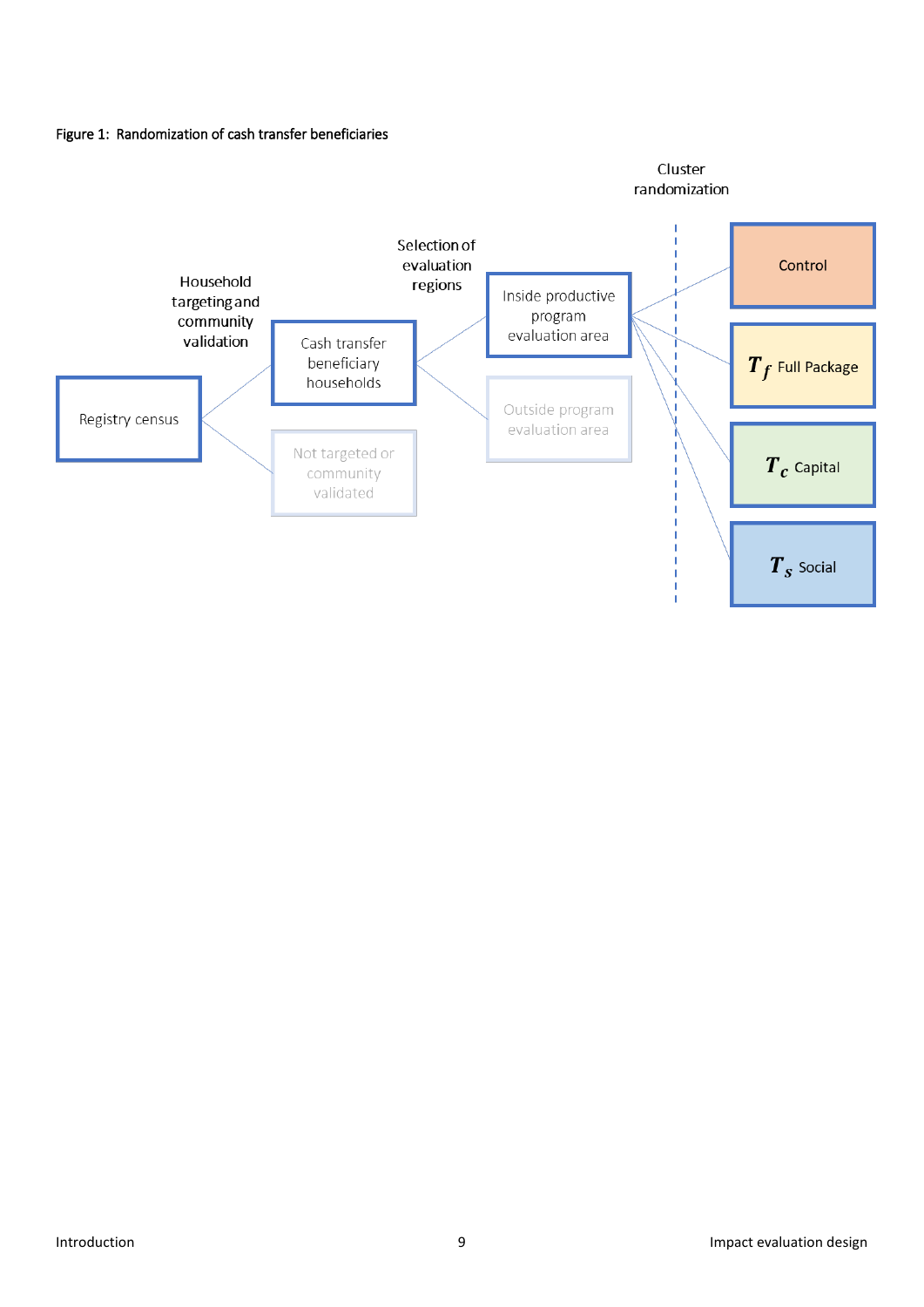Figure 1: Randomization of cash transfer beneficiaries

Household targeting and community validation

Selection of evaluation regions

Cluster randomization

Registry census

Cash transfer beneficiary households

Not targeted or community validated

Inside productive program evaluation area

Outside program evaluation area

Control

$T_f$ Full Package

$T_c$ Capital

$T_s$ Social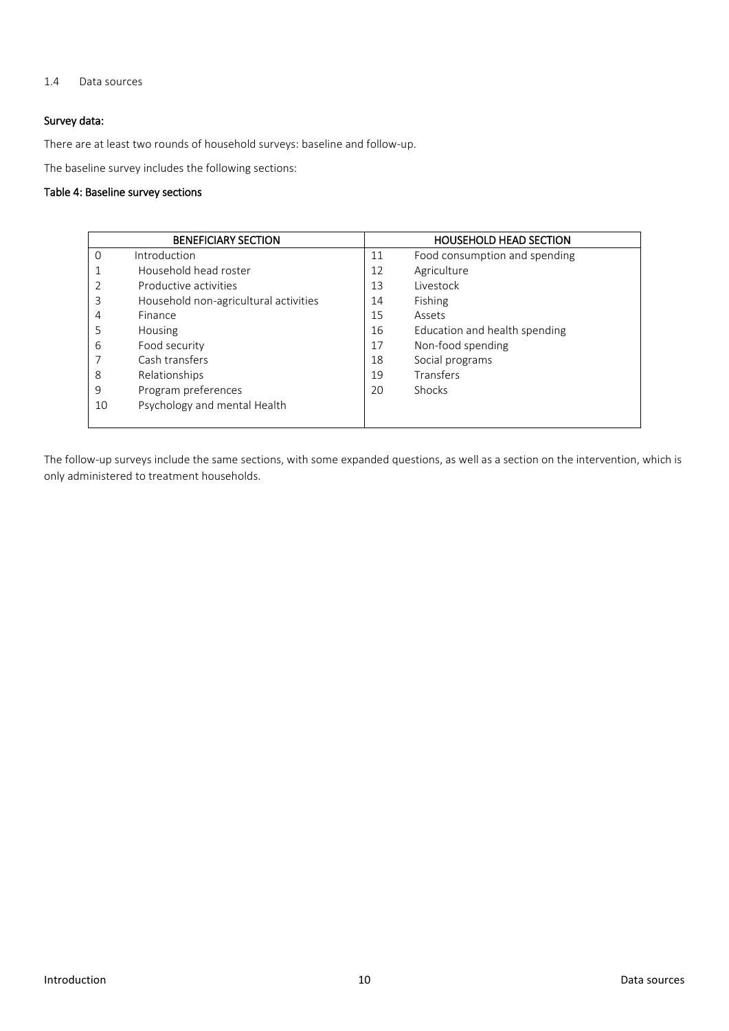### 1.4 Data sources

**Survey data:**

There are at least two rounds of household surveys: baseline and follow-up.

The baseline survey includes the following sections:

**Table 4: Baseline survey sections**

| BENEFICIARY SECTION | | HOUSEHOLD HEAD SECTION | |
|---|---|---|---|
| 0 | Introduction | 11 | Food consumption and spending |
| 1 | Household head roster | 12 | Agriculture |
| 2 | Productive activities | 13 | Livestock |
| 3 | Household non-agricultural activities | 14 | Fishing |
| 4 | Finance | 15 | Assets |
| 5 | Housing | 16 | Education and health spending |
| 6 | Food security | 17 | Non-food spending |
| 7 | Cash transfers | 18 | Social programs |
| 8 | Relationships | 19 | Transfers |
| 9 | Program preferences | 20 | Shocks |
| 10 | Psychology and mental Health | | |

The follow-up surveys include the same sections, with some expanded questions, as well as a section on the intervention, which is only administered to treatment households.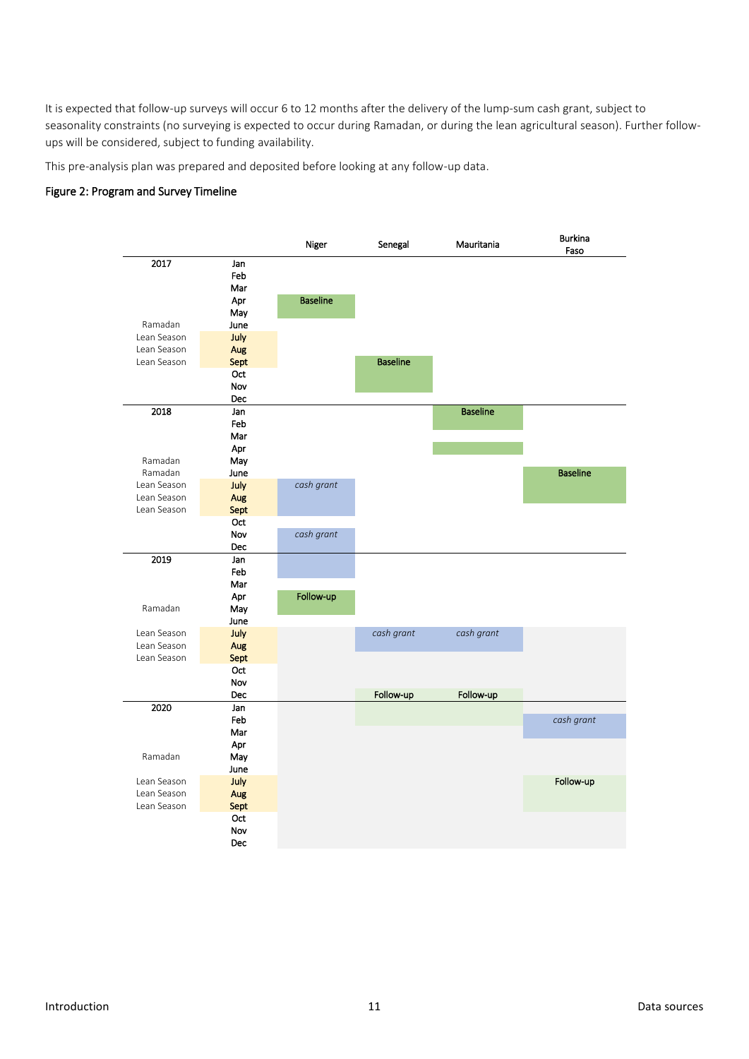It is expected that follow-up surveys will occur 6 to 12 months after the delivery of the lump-sum cash grant, subject to seasonality constraints (no surveying is expected to occur during Ramadan, or during the lean agricultural season). Further follow-ups will be considered, subject to funding availability.

This pre-analysis plan was prepared and deposited before looking at any follow-up data.

**Figure 2: Program and Survey Timeline**

| Year / Season | Month | Niger | Senegal | Mauritania | Burkina Faso |
|---|---|---|---|---|---|
| 2017 | Jan | | | | |
| | Feb | | | | |
| | Mar | | | | |
| | Apr | Baseline | | | |
| | May | | | | |
| Ramadan | June | | | | |
| Lean Season | July | | | | |
| Lean Season | Aug | | | | |
| Lean Season | Sept | | Baseline | | |
| | Oct | | | | |
| | Nov | | | | |
| | Dec | | | | |
| 2018 | Jan | | | Baseline | |
| | Feb | | | | |
| | Mar | | | | |
| | Apr | | | | |
| Ramadan | May | | | | |
| Ramadan | June | | | | Baseline |
| Lean Season | July | *cash grant* | | | |
| Lean Season | Aug | | | | |
| Lean Season | Sept | | | | |
| | Oct | | | | |
| | Nov | *cash grant* | | | |
| | Dec | | | | |
| 2019 | Jan | | | | |
| | Feb | | | | |
| | Mar | | | | |
| | Apr | Follow-up | | | |
| Ramadan | May | | | | |
| | June | | | | |
| Lean Season | July | | *cash grant* | *cash grant* | |
| Lean Season | Aug | | | | |
| Lean Season | Sept | | | | |
| | Oct | | | | |
| | Nov | | | | |
| | Dec | | Follow-up | Follow-up | |
| 2020 | Jan | | | | |
| | Feb | | | | *cash grant* |
| | Mar | | | | |
| | Apr | | | | |
| Ramadan | May | | | | |
| | June | | | | |
| Lean Season | July | | | | Follow-up |
| Lean Season | Aug | | | | |
| Lean Season | Sept | | | | |
| | Oct | | | | |
| | Nov | | | | |
| | Dec | | | | |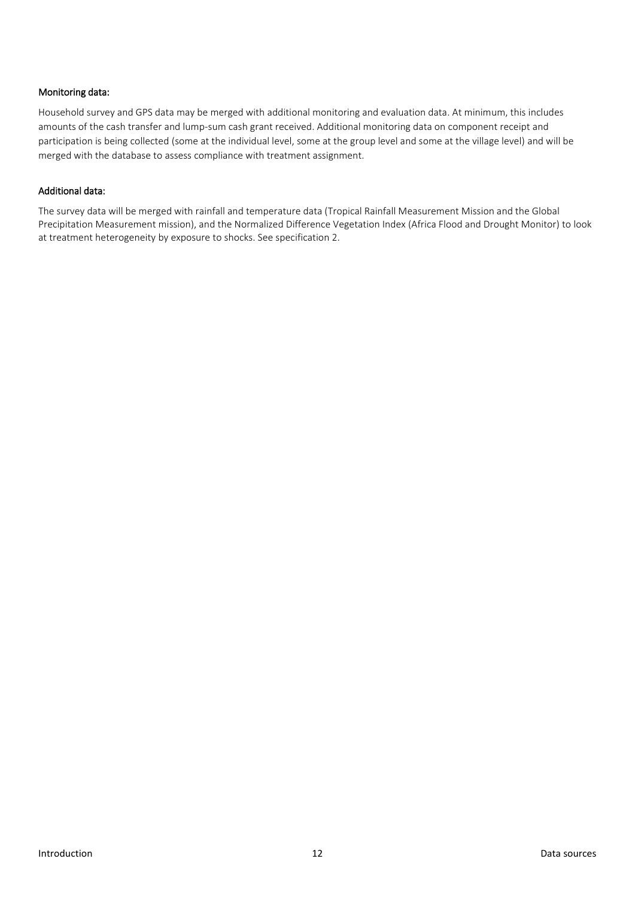#### Monitoring data:

Household survey and GPS data may be merged with additional monitoring and evaluation data. At minimum, this includes amounts of the cash transfer and lump-sum cash grant received. Additional monitoring data on component receipt and participation is being collected (some at the individual level, some at the group level and some at the village level) and will be merged with the database to assess compliance with treatment assignment.

#### Additional data:

The survey data will be merged with rainfall and temperature data (Tropical Rainfall Measurement Mission and the Global Precipitation Measurement mission), and the Normalized Difference Vegetation Index (Africa Flood and Drought Monitor) to look at treatment heterogeneity by exposure to shocks. See specification 2.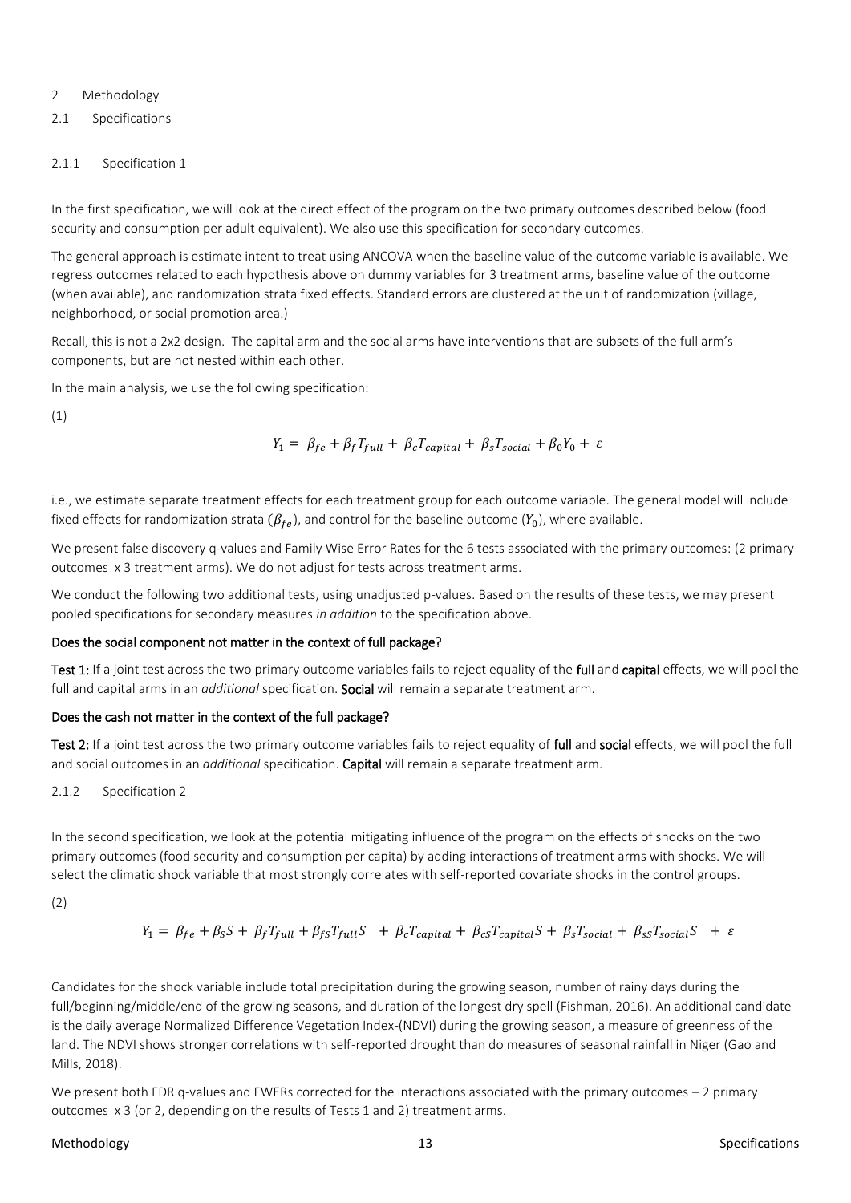# 2 Methodology

## 2.1 Specifications

### 2.1.1 Specification 1

In the first specification, we will look at the direct effect of the program on the two primary outcomes described below (food security and consumption per adult equivalent). We also use this specification for secondary outcomes.

The general approach is estimate intent to treat using ANCOVA when the baseline value of the outcome variable is available. We regress outcomes related to each hypothesis above on dummy variables for 3 treatment arms, baseline value of the outcome (when available), and randomization strata fixed effects. Standard errors are clustered at the unit of randomization (village, neighborhood, or social promotion area.)

Recall, this is not a 2x2 design. The capital arm and the social arms have interventions that are subsets of the full arm's components, but are not nested within each other.

In the main analysis, we use the following specification:

(1)

$$Y_1 = \beta_{fe} + \beta_f T_{full} + \beta_c T_{capital} + \beta_s T_{social} + \beta_0 Y_0 + \varepsilon$$

i.e., we estimate separate treatment effects for each treatment group for each outcome variable. The general model will include fixed effects for randomization strata ($\beta_{fe}$), and control for the baseline outcome ($Y_0$), where available.

We present false discovery q-values and Family Wise Error Rates for the 6 tests associated with the primary outcomes: (2 primary outcomes x 3 treatment arms). We do not adjust for tests across treatment arms.

We conduct the following two additional tests, using unadjusted p-values. Based on the results of these tests, we may present pooled specifications for secondary measures *in addition* to the specification above.

**Does the social component not matter in the context of full package?**

**Test 1:** If a joint test across the two primary outcome variables fails to reject equality of the **full** and **capital** effects, we will pool the full and capital arms in an *additional* specification. **Social** will remain a separate treatment arm.

**Does the cash not matter in the context of the full package?**

**Test 2:** If a joint test across the two primary outcome variables fails to reject equality of **full** and **social** effects, we will pool the full and social outcomes in an *additional* specification. **Capital** will remain a separate treatment arm.

### 2.1.2 Specification 2

In the second specification, we look at the potential mitigating influence of the program on the effects of shocks on the two primary outcomes (food security and consumption per capita) by adding interactions of treatment arms with shocks. We will select the climatic shock variable that most strongly correlates with self-reported covariate shocks in the control groups.

(2)

$$Y_1 = \beta_{fe} + \beta_S S + \beta_f T_{full} + \beta_{fS} T_{full} S + \beta_c T_{capital} + \beta_{cS} T_{capital} S + \beta_s T_{social} + \beta_{sS} T_{social} S + \varepsilon$$

Candidates for the shock variable include total precipitation during the growing season, number of rainy days during the full/beginning/middle/end of the growing seasons, and duration of the longest dry spell (Fishman, 2016). An additional candidate is the daily average Normalized Difference Vegetation Index-(NDVI) during the growing season, a measure of greenness of the land. The NDVI shows stronger correlations with self-reported drought than do measures of seasonal rainfall in Niger (Gao and Mills, 2018).

We present both FDR q-values and FWERs corrected for the interactions associated with the primary outcomes – 2 primary outcomes x 3 (or 2, depending on the results of Tests 1 and 2) treatment arms.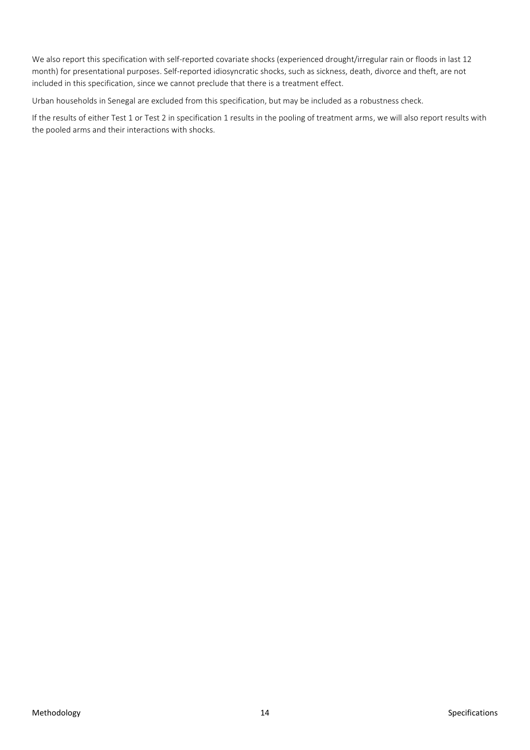We also report this specification with self-reported covariate shocks (experienced drought/irregular rain or floods in last 12 month) for presentational purposes. Self-reported idiosyncratic shocks, such as sickness, death, divorce and theft, are not included in this specification, since we cannot preclude that there is a treatment effect.

Urban households in Senegal are excluded from this specification, but may be included as a robustness check.

If the results of either Test 1 or Test 2 in specification 1 results in the pooling of treatment arms, we will also report results with the pooled arms and their interactions with shocks.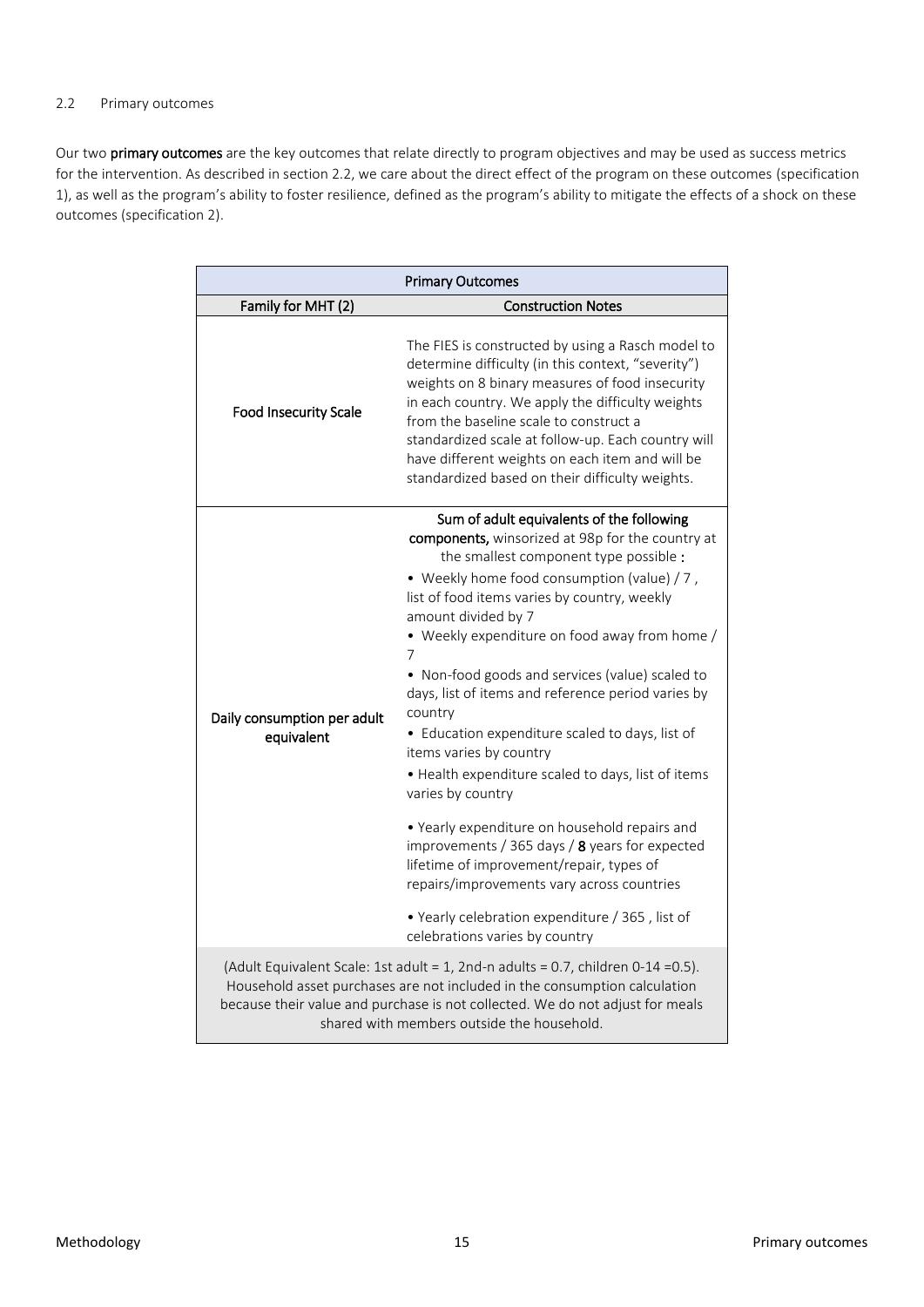### 2.2 Primary outcomes

Our two **primary outcomes** are the key outcomes that relate directly to program objectives and may be used as success metrics for the intervention. As described in section 2.2, we care about the direct effect of the program on these outcomes (specification 1), as well as the program's ability to foster resilience, defined as the program's ability to mitigate the effects of a shock on these outcomes (specification 2).

| Primary Outcomes | |
|---|---|
| **Family for MHT (2)** | **Construction Notes** |
| Food Insecurity Scale | The FIES is constructed by using a Rasch model to determine difficulty (in this context, "severity") weights on 8 binary measures of food insecurity in each country. We apply the difficulty weights from the baseline scale to construct a standardized scale at follow-up. Each country will have different weights on each item and will be standardized based on their difficulty weights. |
| Daily consumption per adult equivalent | **Sum of adult equivalents of the following components,** winsorized at 98p for the country at the smallest component type possible **:** <br>• Weekly home food consumption (value) / 7 , list of food items varies by country, weekly amount divided by 7 <br>• Weekly expenditure on food away from home / 7 <br>• Non-food goods and services (value) scaled to days, list of items and reference period varies by country <br>• Education expenditure scaled to days, list of items varies by country <br>• Health expenditure scaled to days, list of items varies by country <br>• Yearly expenditure on household repairs and improvements / 365 days / **8** years for expected lifetime of improvement/repair, types of repairs/improvements vary across countries <br>• Yearly celebration expenditure / 365 , list of celebrations varies by country |
| (Adult Equivalent Scale: 1st adult = 1, 2nd-n adults = 0.7, children 0-14 =0.5). Household asset purchases are not included in the consumption calculation because their value and purchase is not collected. We do not adjust for meals shared with members outside the household. | |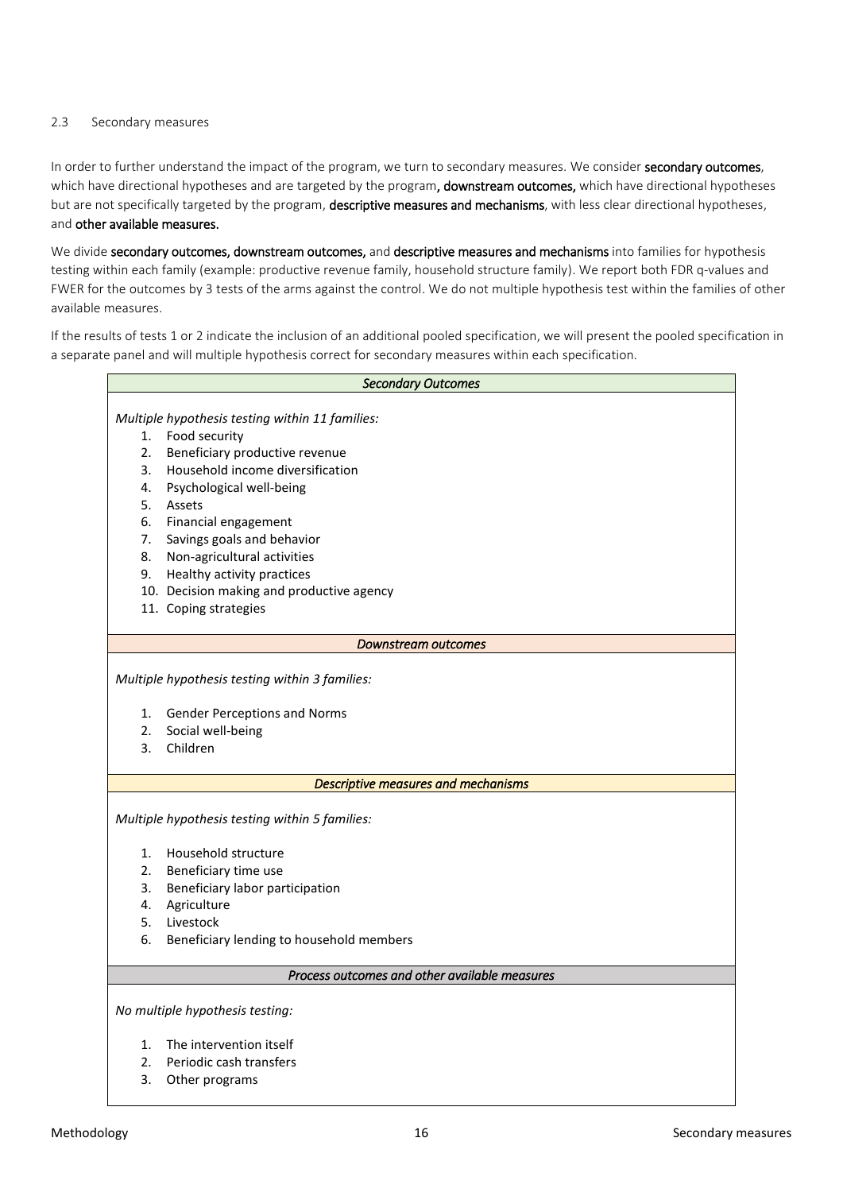## 2.3 Secondary measures

In order to further understand the impact of the program, we turn to secondary measures. We consider **secondary outcomes**, which have directional hypotheses and are targeted by the program**, downstream outcomes,** which have directional hypotheses but are not specifically targeted by the program, **descriptive measures and mechanisms**, with less clear directional hypotheses, and **other available measures.**

We divide **secondary outcomes, downstream outcomes,** and **descriptive measures and mechanisms** into families for hypothesis testing within each family (example: productive revenue family, household structure family). We report both FDR q-values and FWER for the outcomes by 3 tests of the arms against the control. We do not multiple hypothesis test within the families of other available measures.

If the results of tests 1 or 2 indicate the inclusion of an additional pooled specification, we will present the pooled specification in a separate panel and will multiple hypothesis correct for secondary measures within each specification.

| *Secondary Outcomes* |
|---|
| *Multiple hypothesis testing within 11 families:*<br>1. Food security<br>2. Beneficiary productive revenue<br>3. Household income diversification<br>4. Psychological well-being<br>5. Assets<br>6. Financial engagement<br>7. Savings goals and behavior<br>8. Non-agricultural activities<br>9. Healthy activity practices<br>10. Decision making and productive agency<br>11. Coping strategies |
| ***Downstream outcomes*** |
| *Multiple hypothesis testing within 3 families:*<br>1. Gender Perceptions and Norms<br>2. Social well-being<br>3. Children |
| ***Descriptive measures and mechanisms*** |
| *Multiple hypothesis testing within 5 families:*<br>1. Household structure<br>2. Beneficiary time use<br>3. Beneficiary labor participation<br>4. Agriculture<br>5. Livestock<br>6. Beneficiary lending to household members |
| ***Process outcomes and other available measures*** |
| *No multiple hypothesis testing:*<br>1. The intervention itself<br>2. Periodic cash transfers<br>3. Other programs |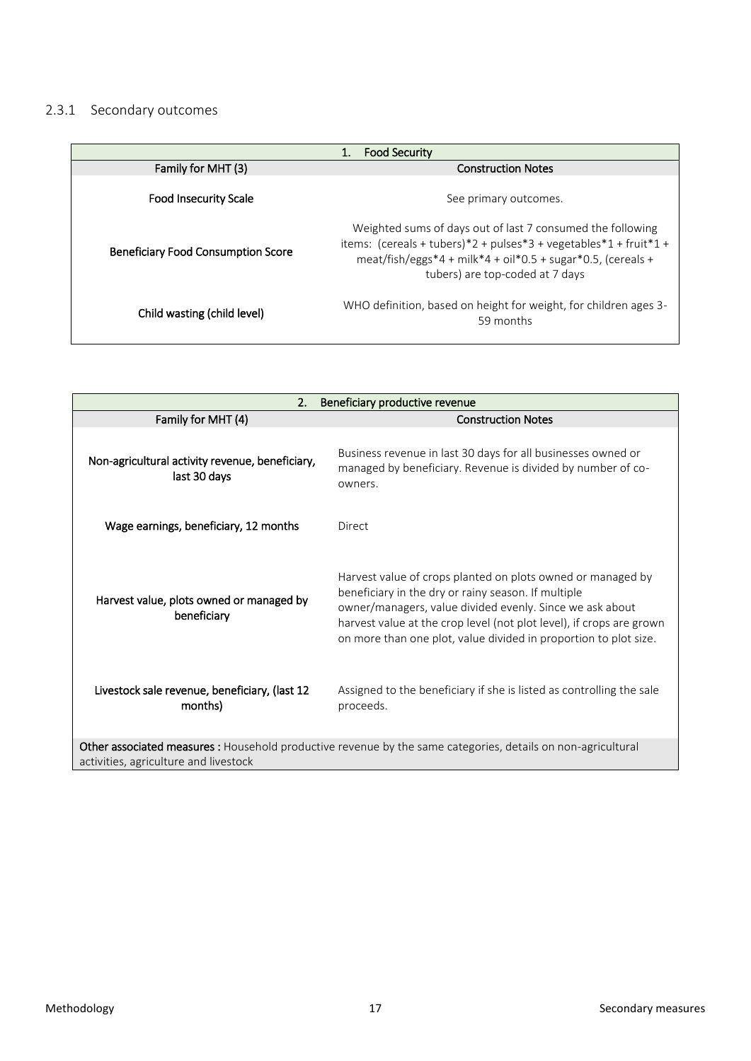### 2.3.1 Secondary outcomes

| 1. Food Security | |
|---|---|
| Family for MHT (3) | Construction Notes |
| Food Insecurity Scale | See primary outcomes. |
| Beneficiary Food Consumption Score | Weighted sums of days out of last 7 consumed the following items: (cereals + tubers)*2 + pulses*3 + vegetables*1 + fruit*1 + meat/fish/eggs*4 + milk*4 + oil*0.5 + sugar*0.5, (cereals + tubers) are top-coded at 7 days |
| Child wasting (child level) | WHO definition, based on height for weight, for children ages 3-59 months |

| 2. Beneficiary productive revenue | |
|---|---|
| Family for MHT (4) | Construction Notes |
| Non-agricultural activity revenue, beneficiary, last 30 days | Business revenue in last 30 days for all businesses owned or managed by beneficiary. Revenue is divided by number of co-owners. |
| Wage earnings, beneficiary, 12 months | Direct |
| Harvest value, plots owned or managed by beneficiary | Harvest value of crops planted on plots owned or managed by beneficiary in the dry or rainy season. If multiple owner/managers, value divided evenly. Since we ask about harvest value at the crop level (not plot level), if crops are grown on more than one plot, value divided in proportion to plot size. |
| Livestock sale revenue, beneficiary, (last 12 months) | Assigned to the beneficiary if she is listed as controlling the sale proceeds. |
| **Other associated measures :** Household productive revenue by the same categories, details on non-agricultural activities, agriculture and livestock | |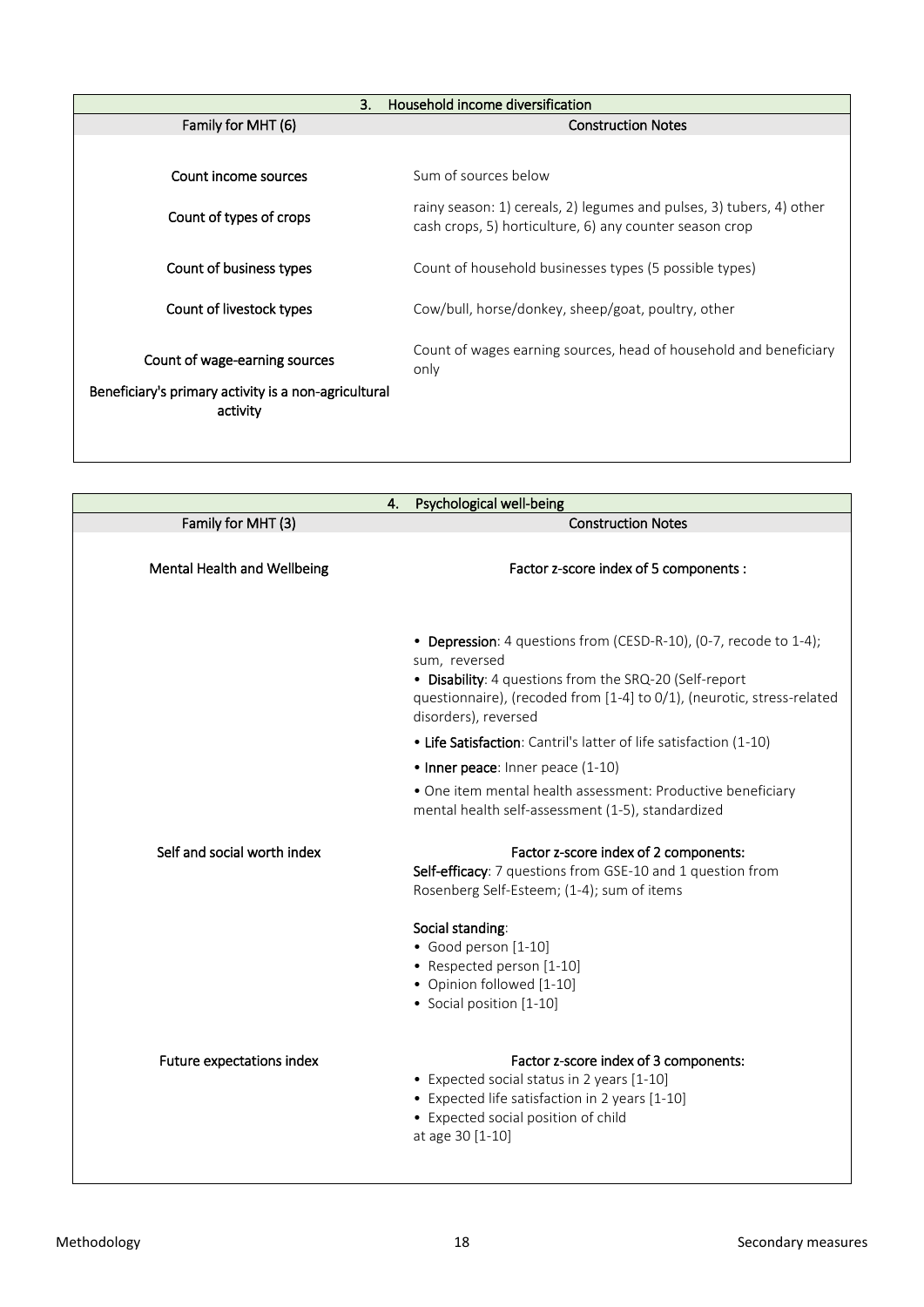| 3. Household income diversification | |
|---|---|
| **Family for MHT (6)** | **Construction Notes** |
| Count income sources | Sum of sources below |
| Count of types of crops | rainy season: 1) cereals, 2) legumes and pulses, 3) tubers, 4) other cash crops, 5) horticulture, 6) any counter season crop |
| Count of business types | Count of household businesses types (5 possible types) |
| Count of livestock types | Cow/bull, horse/donkey, sheep/goat, poultry, other |
| Count of wage-earning sources | Count of wages earning sources, head of household and beneficiary only |
| Beneficiary's primary activity is a non-agricultural activity | |

| 4. Psychological well-being | |
|---|---|
| **Family for MHT (3)** | **Construction Notes** |
| Mental Health and Wellbeing | **Factor z-score index of 5 components :** <br> • **Depression**: 4 questions from (CESD-R-10), (0-7, recode to 1-4); sum, reversed <br> • **Disability**: 4 questions from the SRQ-20 (Self-report questionnaire), (recoded from [1-4] to 0/1), (neurotic, stress-related disorders), reversed <br> • **Life Satisfaction**: Cantril's latter of life satisfaction (1-10) <br> • **Inner peace**: Inner peace (1-10) <br> • One item mental health assessment: Productive beneficiary mental health self-assessment (1-5), standardized |
| Self and social worth index | **Factor z-score index of 2 components:** <br> **Self-efficacy**: 7 questions from GSE-10 and 1 question from Rosenberg Self-Esteem; (1-4); sum of items <br> **Social standing**: <br> • Good person [1-10] <br> • Respected person [1-10] <br> • Opinion followed [1-10] <br> • Social position [1-10] |
| Future expectations index | **Factor z-score index of 3 components:** <br> • Expected social status in 2 years [1-10] <br> • Expected life satisfaction in 2 years [1-10] <br> • Expected social position of child at age 30 [1-10] |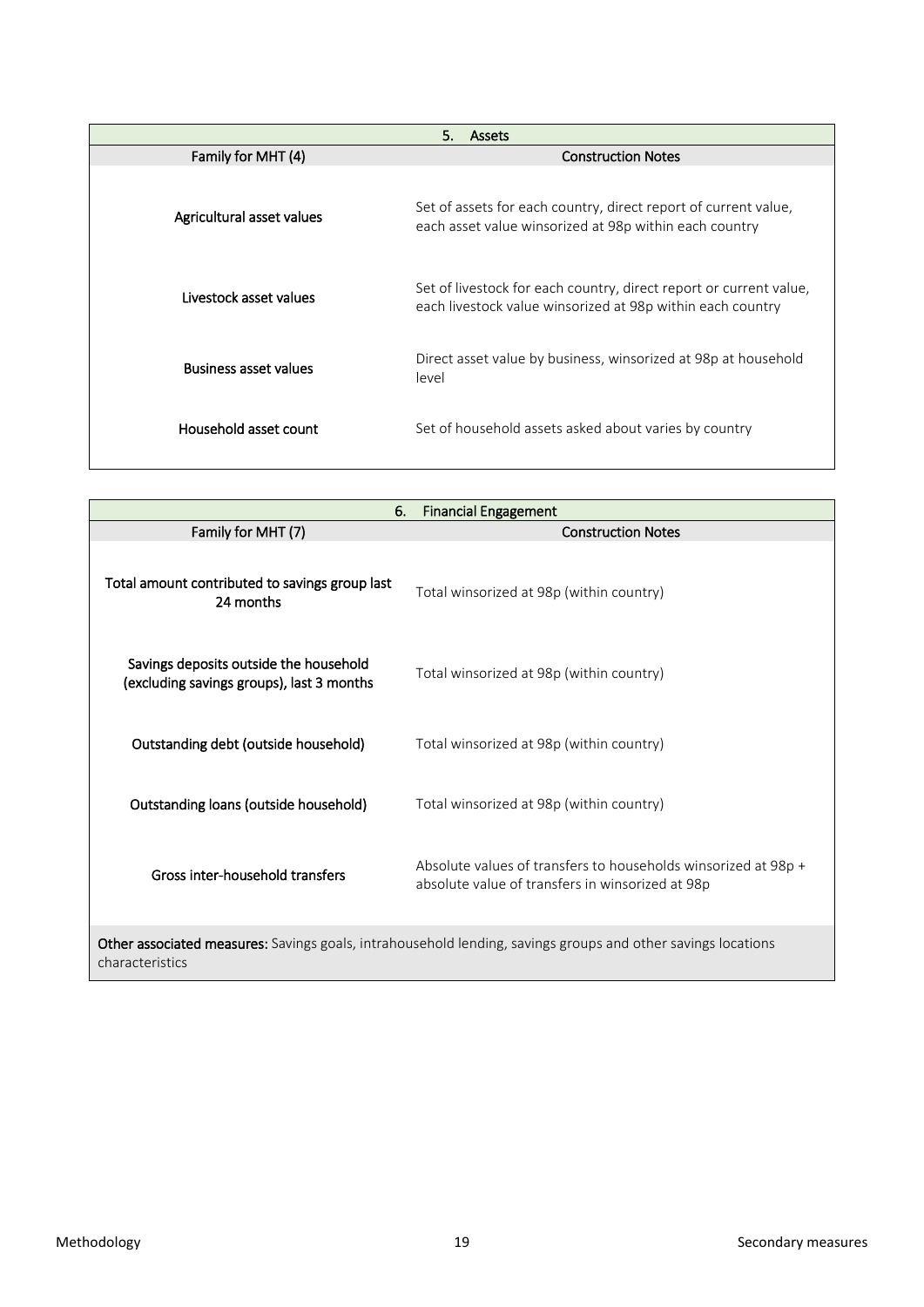| 5. Assets | |
|---|---|
| **Family for MHT (4)** | **Construction Notes** |
| Agricultural asset values | Set of assets for each country, direct report of current value, each asset value winsorized at 98p within each country |
| Livestock asset values | Set of livestock for each country, direct report or current value, each livestock value winsorized at 98p within each country |
| Business asset values | Direct asset value by business, winsorized at 98p at household level |
| Household asset count | Set of household assets asked about varies by country |

| 6. Financial Engagement | |
|---|---|
| **Family for MHT (7)** | **Construction Notes** |
| Total amount contributed to savings group last 24 months | Total winsorized at 98p (within country) |
| Savings deposits outside the household (excluding savings groups), last 3 months | Total winsorized at 98p (within country) |
| Outstanding debt (outside household) | Total winsorized at 98p (within country) |
| Outstanding loans (outside household) | Total winsorized at 98p (within country) |
| Gross inter-household transfers | Absolute values of transfers to households winsorized at 98p + absolute value of transfers in winsorized at 98p |
| **Other associated measures:** Savings goals, intrahousehold lending, savings groups and other savings locations characteristics | |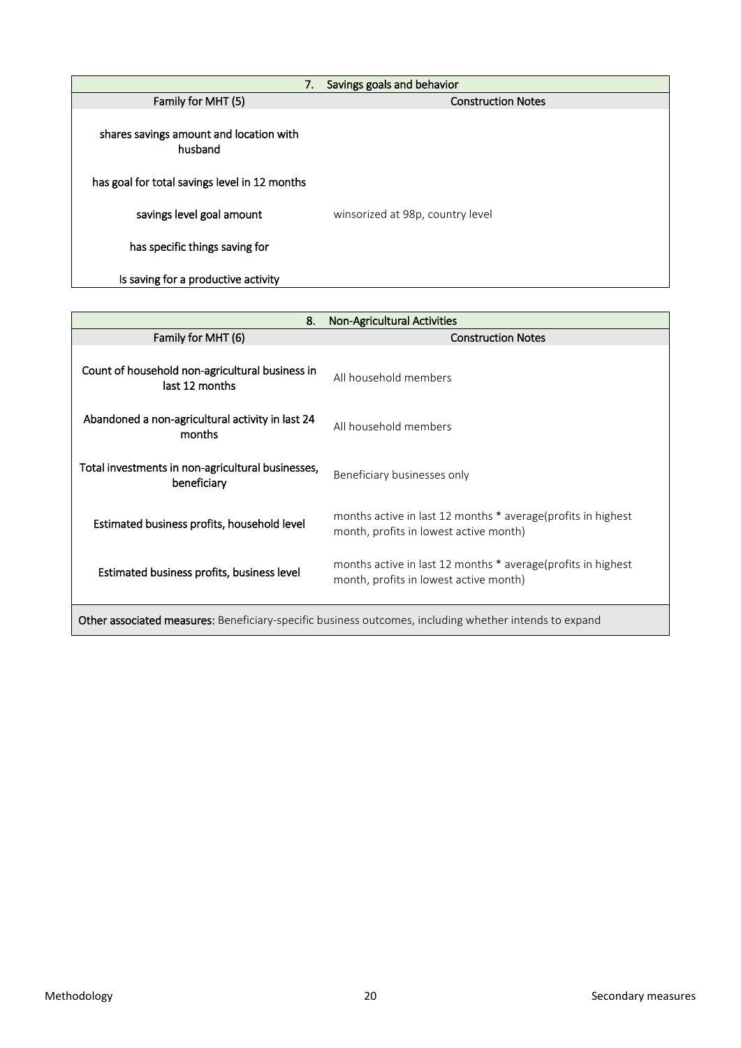| 7. Savings goals and behavior | |
|---|---|
| Family for MHT (5) | Construction Notes |
| shares savings amount and location with husband | |
| has goal for total savings level in 12 months | |
| savings level goal amount | winsorized at 98p, country level |
| has specific things saving for | |
| Is saving for a productive activity | |

| 8. Non-Agricultural Activities | |
|---|---|
| Family for MHT (6) | Construction Notes |
| Count of household non-agricultural business in last 12 months | All household members |
| Abandoned a non-agricultural activity in last 24 months | All household members |
| Total investments in non-agricultural businesses, beneficiary | Beneficiary businesses only |
| Estimated business profits, household level | months active in last 12 months * average(profits in highest month, profits in lowest active month) |
| Estimated business profits, business level | months active in last 12 months * average(profits in highest month, profits in lowest active month) |
| **Other associated measures:** Beneficiary-specific business outcomes, including whether intends to expand | |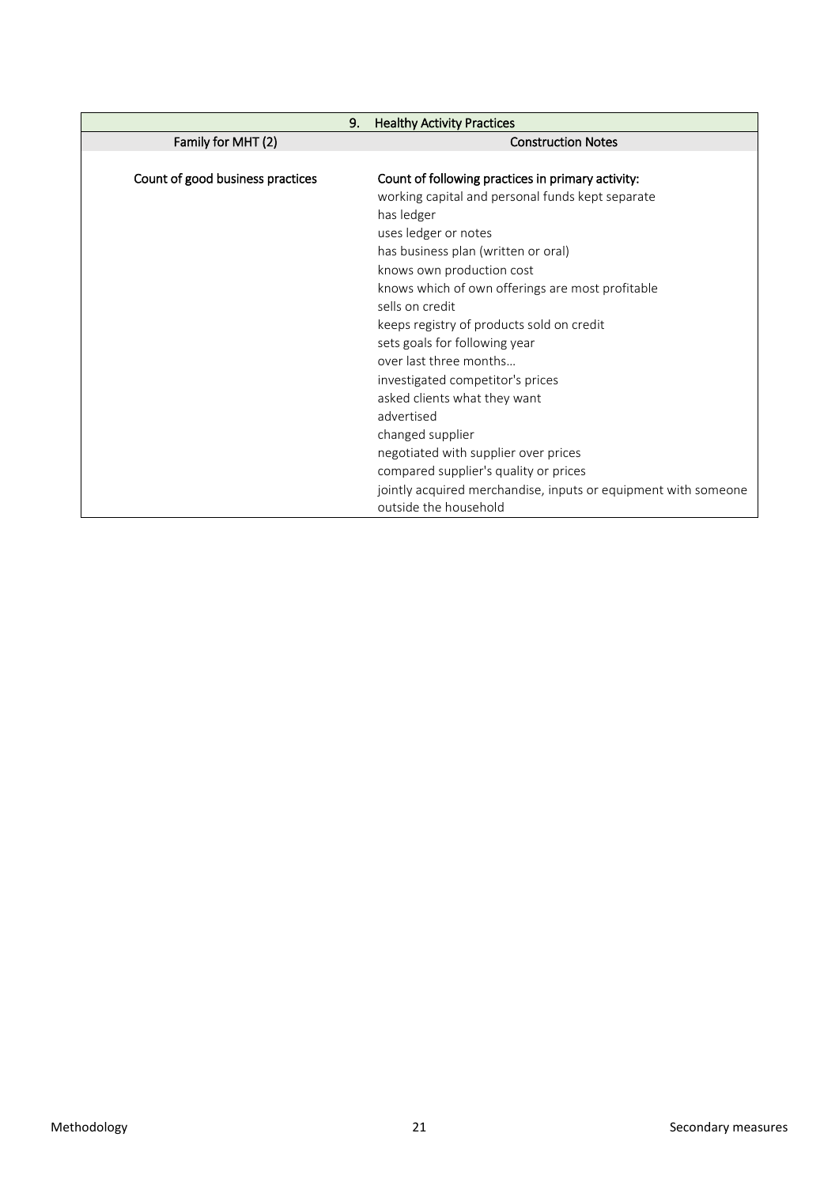| 9. Healthy Activity Practices | |
|---|---|
| **Family for MHT (2)** | **Construction Notes** |
| Count of good business practices | Count of following practices in primary activity:<br>working capital and personal funds kept separate<br>has ledger<br>uses ledger or notes<br>has business plan (written or oral)<br>knows own production cost<br>knows which of own offerings are most profitable<br>sells on credit<br>keeps registry of products sold on credit<br>sets goals for following year<br>over last three months…<br>investigated competitor's prices<br>asked clients what they want<br>advertised<br>changed supplier<br>negotiated with supplier over prices<br>compared supplier's quality or prices<br>jointly acquired merchandise, inputs or equipment with someone outside the household |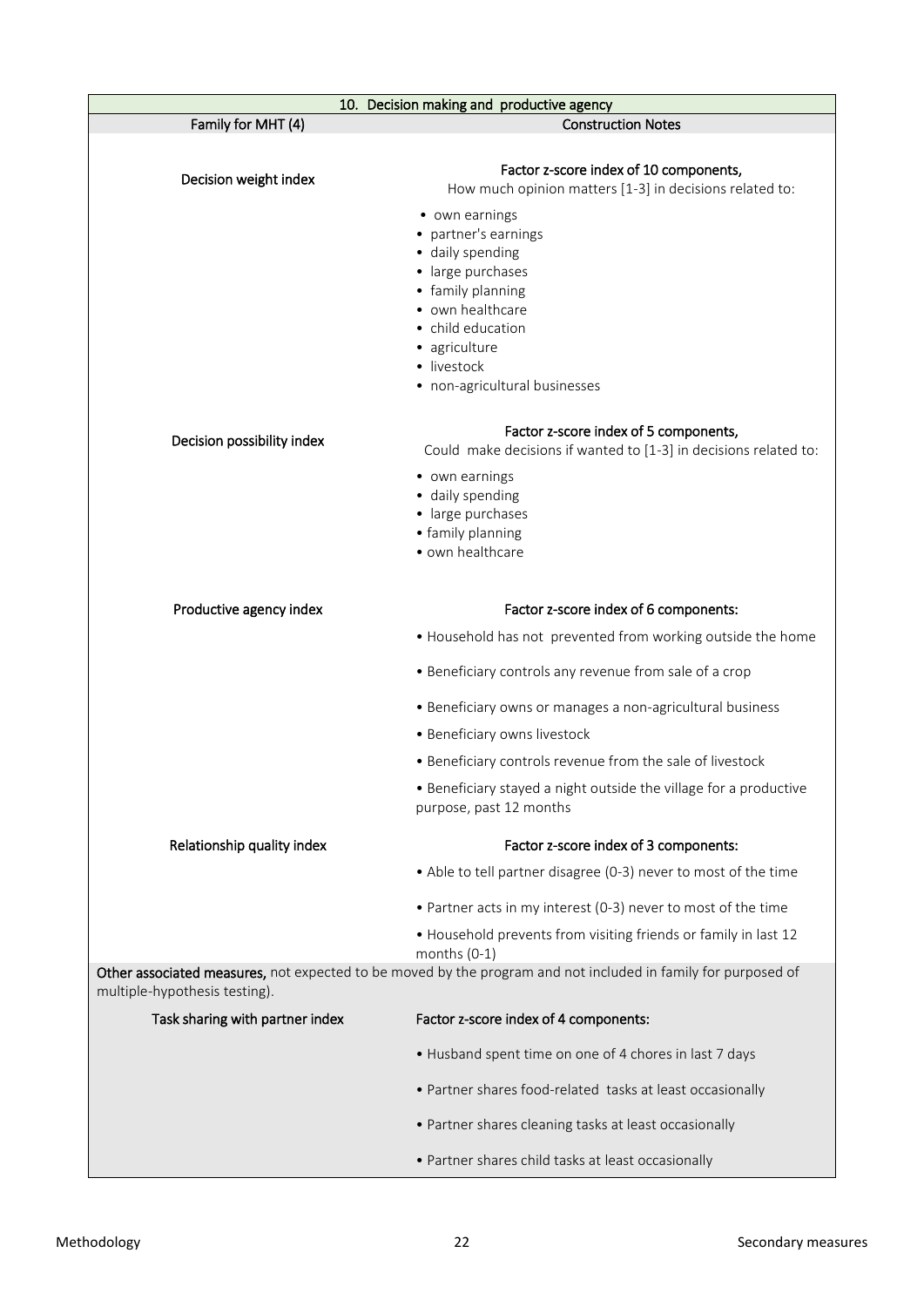| 10. Decision making and productive agency | |
|---|---|
| **Family for MHT (4)** | **Construction Notes** |
| Decision weight index | Factor z-score index of 10 components, How much opinion matters [1-3] in decisions related to: • own earnings • partner's earnings • daily spending • large purchases • family planning • own healthcare • child education • agriculture • livestock • non-agricultural businesses |
| Decision possibility index | Factor z-score index of 5 components, Could make decisions if wanted to [1-3] in decisions related to: • own earnings • daily spending • large purchases • family planning • own healthcare |
| Productive agency index | Factor z-score index of 6 components: • Household has not prevented from working outside the home • Beneficiary controls any revenue from sale of a crop • Beneficiary owns or manages a non-agricultural business • Beneficiary owns livestock • Beneficiary controls revenue from the sale of livestock • Beneficiary stayed a night outside the village for a productive purpose, past 12 months |
| Relationship quality index | Factor z-score index of 3 components: • Able to tell partner disagree (0-3) never to most of the time • Partner acts in my interest (0-3) never to most of the time • Household prevents from visiting friends or family in last 12 months (0-1) |
| **Other associated measures,** not expected to be moved by the program and not included in family for purposed of multiple-hypothesis testing). | |
| Task sharing with partner index | Factor z-score index of 4 components: • Husband spent time on one of 4 chores in last 7 days • Partner shares food-related tasks at least occasionally • Partner shares cleaning tasks at least occasionally • Partner shares child tasks at least occasionally |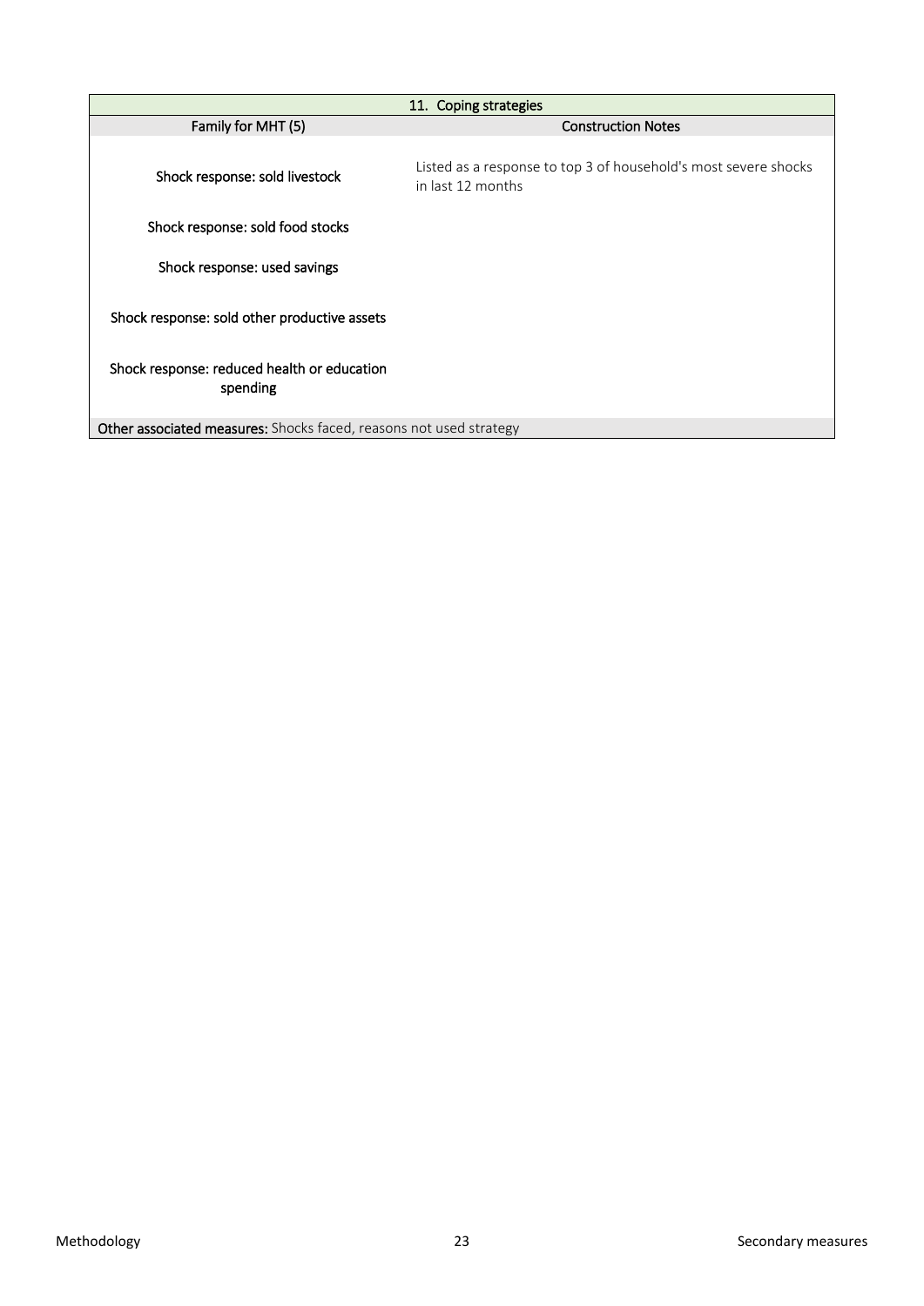| 11. Coping strategies | |
|---|---|
| **Family for MHT (5)** | **Construction Notes** |
| Shock response: sold livestock | Listed as a response to top 3 of household's most severe shocks in last 12 months |
| Shock response: sold food stocks | |
| Shock response: used savings | |
| Shock response: sold other productive assets | |
| Shock response: reduced health or education spending | |
| **Other associated measures:** Shocks faced, reasons not used strategy | |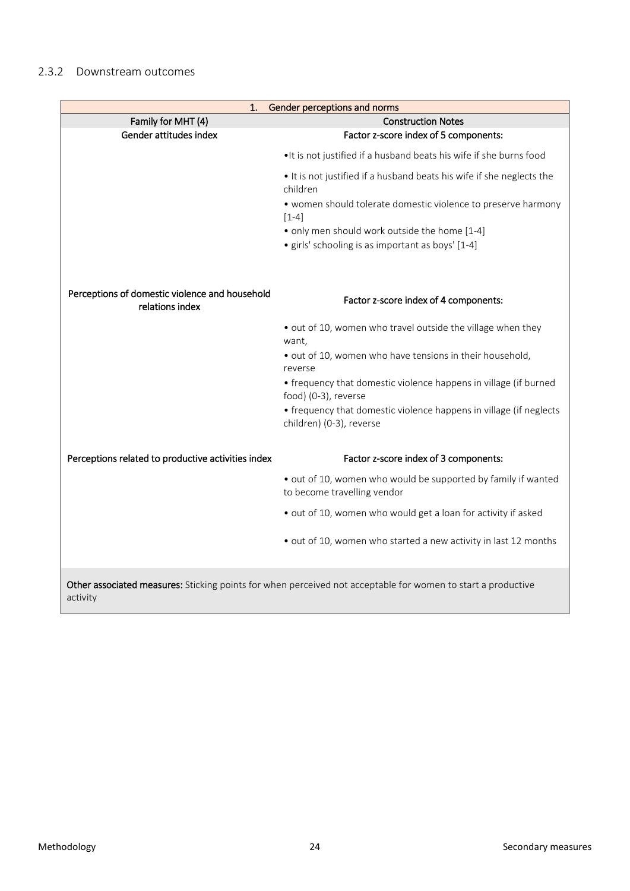### 2.3.2 Downstream outcomes

| 1. Gender perceptions and norms | |
|---|---|
| **Family for MHT (4)** | **Construction Notes** |
| Gender attitudes index | Factor z-score index of 5 components: |
| | •It is not justified if a husband beats his wife if she burns food |
| | • It is not justified if a husband beats his wife if she neglects the children |
| | • women should tolerate domestic violence to preserve harmony [1-4] |
| | • only men should work outside the home [1-4] |
| | • girls' schooling is as important as boys' [1-4] |
| Perceptions of domestic violence and household relations index | Factor z-score index of 4 components: |
| | • out of 10, women who travel outside the village when they want, |
| | • out of 10, women who have tensions in their household, reverse |
| | • frequency that domestic violence happens in village (if burned food) (0-3), reverse |
| | • frequency that domestic violence happens in village (if neglects children) (0-3), reverse |
| Perceptions related to productive activities index | Factor z-score index of 3 components: |
| | • out of 10, women who would be supported by family if wanted to become travelling vendor |
| | • out of 10, women who would get a loan for activity if asked |
| | • out of 10, women who started a new activity in last 12 months |
| **Other associated measures:** Sticking points for when perceived not acceptable for women to start a productive activity | |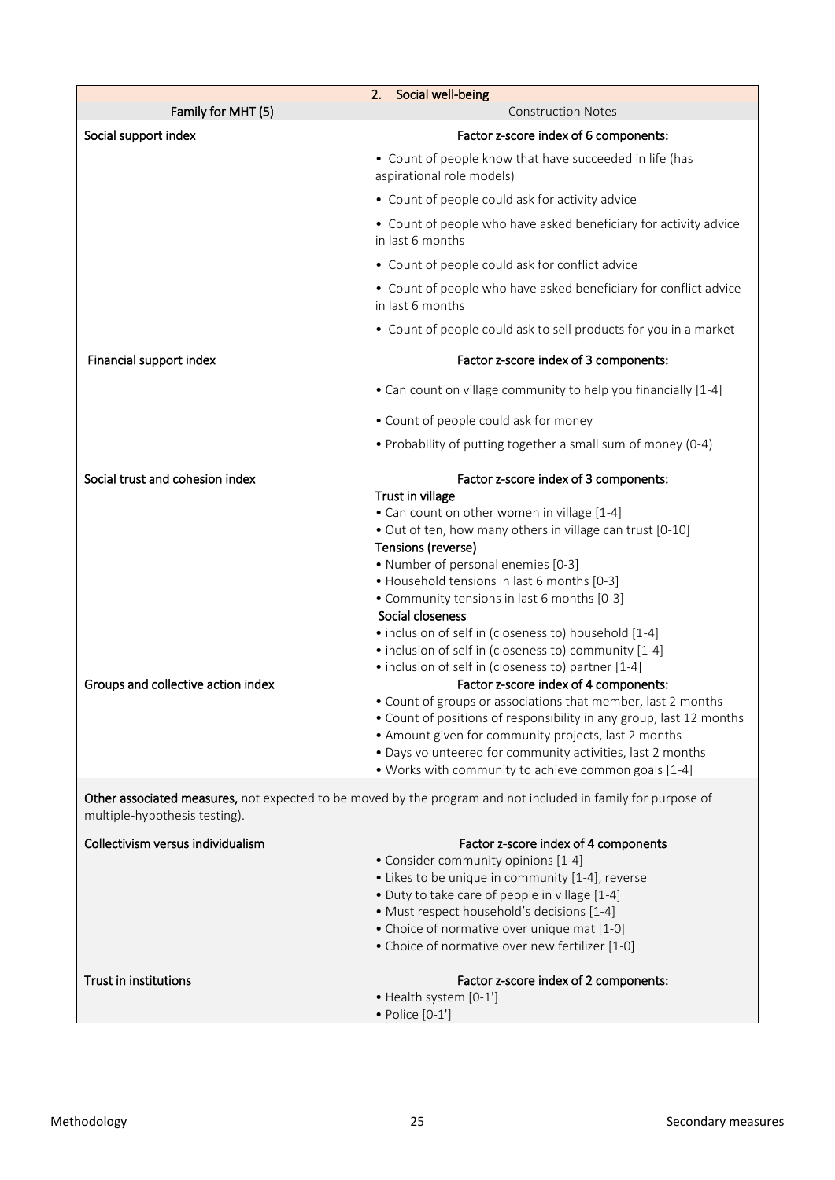| 2. Social well-being | |
|---|---|
| Family for MHT (5) | Construction Notes |
| Social support index | Factor z-score index of 6 components:<br>• Count of people know that have succeeded in life (has aspirational role models)<br>• Count of people could ask for activity advice<br>• Count of people who have asked beneficiary for activity advice in last 6 months<br>• Count of people could ask for conflict advice<br>• Count of people who have asked beneficiary for conflict advice in last 6 months<br>• Count of people could ask to sell products for you in a market |
| Financial support index | Factor z-score index of 3 components:<br>• Can count on village community to help you financially [1-4]<br>• Count of people could ask for money<br>• Probability of putting together a small sum of money (0-4) |
| Social trust and cohesion index | Factor z-score index of 3 components:<br>Trust in village<br>• Can count on other women in village [1-4]<br>• Out of ten, how many others in village can trust [0-10]<br>Tensions (reverse)<br>• Number of personal enemies [0-3]<br>• Household tensions in last 6 months [0-3]<br>• Community tensions in last 6 months [0-3]<br>Social closeness<br>• inclusion of self in (closeness to) household [1-4]<br>• inclusion of self in (closeness to) community [1-4]<br>• inclusion of self in (closeness to) partner [1-4] |
| Groups and collective action index | Factor z-score index of 4 components:<br>• Count of groups or associations that member, last 2 months<br>• Count of positions of responsibility in any group, last 12 months<br>• Amount given for community projects, last 2 months<br>• Days volunteered for community activities, last 2 months<br>• Works with community to achieve common goals [1-4] |
| **Other associated measures,** not expected to be moved by the program and not included in family for purpose of multiple-hypothesis testing). | |
| Collectivism versus individualism | Factor z-score index of 4 components<br>• Consider community opinions [1-4]<br>• Likes to be unique in community [1-4], reverse<br>• Duty to take care of people in village [1-4]<br>• Must respect household's decisions [1-4]<br>• Choice of normative over unique mat [1-0]<br>• Choice of normative over new fertilizer [1-0] |
| Trust in institutions | Factor z-score index of 2 components:<br>• Health system [0-1']<br>• Police [0-1'] |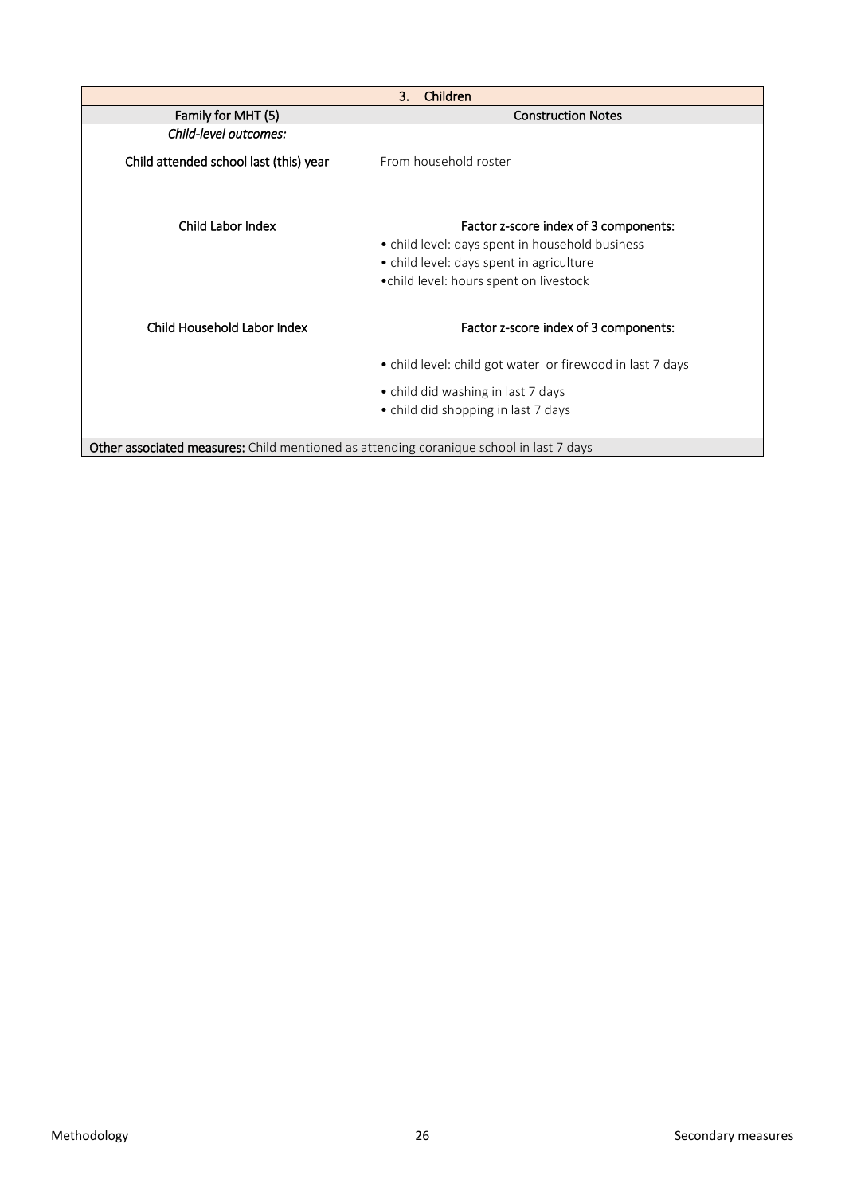| 3. Children | |
|---|---|
| Family for MHT (5) | Construction Notes |
| *Child-level outcomes:* | |
| Child attended school last (this) year | From household roster |
| Child Labor Index | Factor z-score index of 3 components:<br>• child level: days spent in household business<br>• child level: days spent in agriculture<br>•child level: hours spent on livestock |
| Child Household Labor Index | Factor z-score index of 3 components:<br>• child level: child got water or firewood in last 7 days<br>• child did washing in last 7 days<br>• child did shopping in last 7 days |
| **Other associated measures:** Child mentioned as attending coranique school in last 7 days | |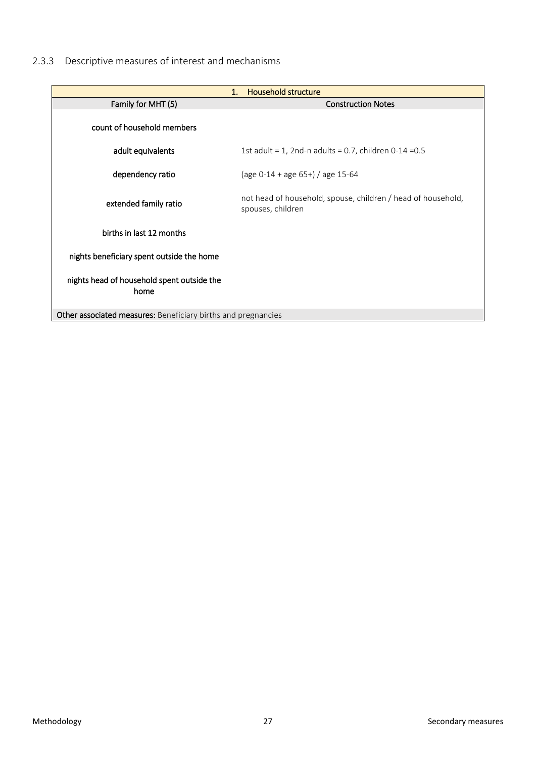### 2.3.3 Descriptive measures of interest and mechanisms

| 1. Household structure | |
|---|---|
| **Family for MHT (5)** | **Construction Notes** |
| count of household members | |
| adult equivalents | 1st adult = 1, 2nd-n adults = 0.7, children 0-14 =0.5 |
| dependency ratio | (age 0-14 + age 65+) / age 15-64 |
| extended family ratio | not head of household, spouse, children / head of household, spouses, children |
| births in last 12 months | |
| nights beneficiary spent outside the home | |
| nights head of household spent outside the home | |
| **Other associated measures:** Beneficiary births and pregnancies | |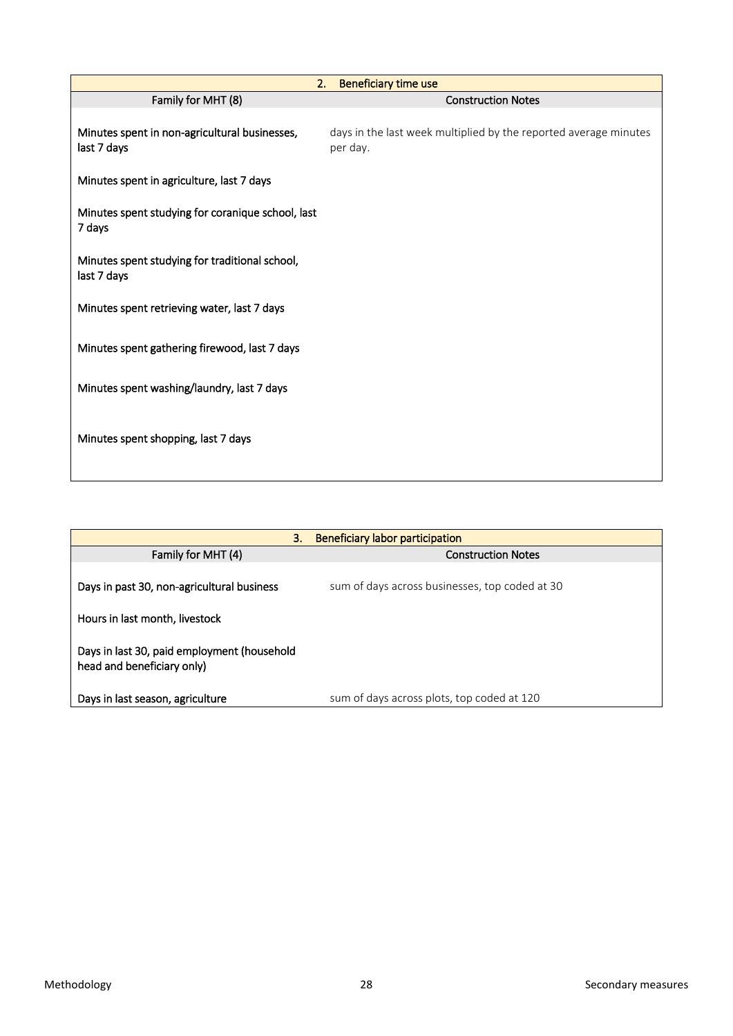| 2. Beneficiary time use | |
|---|---|
| **Family for MHT (8)** | **Construction Notes** |
| Minutes spent in non-agricultural businesses, last 7 days | days in the last week multiplied by the reported average minutes per day. |
| Minutes spent in agriculture, last 7 days | |
| Minutes spent studying for coranique school, last 7 days | |
| Minutes spent studying for traditional school, last 7 days | |
| Minutes spent retrieving water, last 7 days | |
| Minutes spent gathering firewood, last 7 days | |
| Minutes spent washing/laundry, last 7 days | |
| Minutes spent shopping, last 7 days | |

| 3. Beneficiary labor participation | |
|---|---|
| **Family for MHT (4)** | **Construction Notes** |
| Days in past 30, non-agricultural business | sum of days across businesses, top coded at 30 |
| Hours in last month, livestock | |
| Days in last 30, paid employment (household head and beneficiary only) | |
| Days in last season, agriculture | sum of days across plots, top coded at 120 |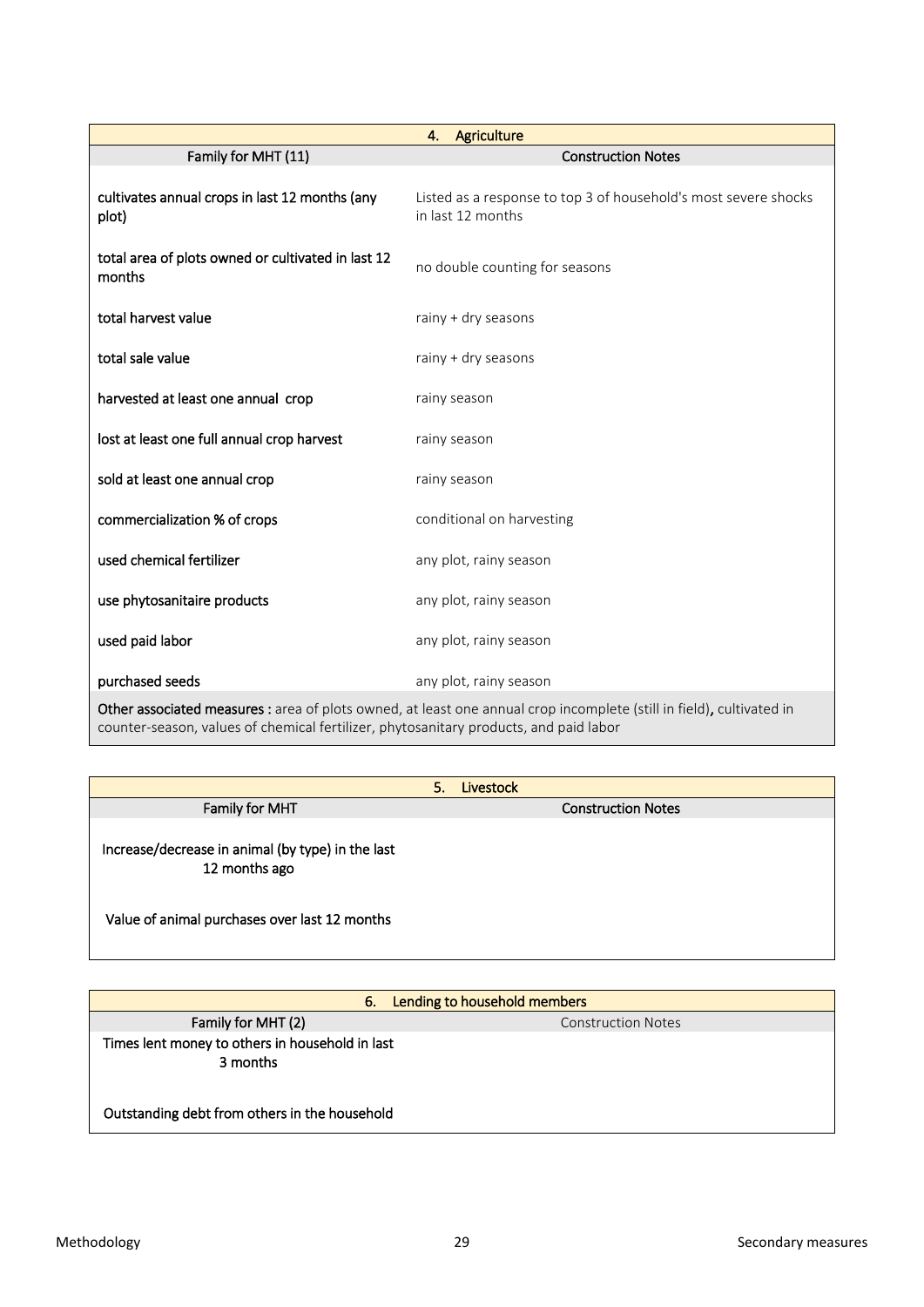| 4. Agriculture | |
|---|---|
| **Family for MHT (11)** | **Construction Notes** |
| cultivates annual crops in last 12 months (any plot) | Listed as a response to top 3 of household's most severe shocks in last 12 months |
| total area of plots owned or cultivated in last 12 months | no double counting for seasons |
| total harvest value | rainy + dry seasons |
| total sale value | rainy + dry seasons |
| harvested at least one annual crop | rainy season |
| lost at least one full annual crop harvest | rainy season |
| sold at least one annual crop | rainy season |
| commercialization % of crops | conditional on harvesting |
| used chemical fertilizer | any plot, rainy season |
| use phytosanitaire products | any plot, rainy season |
| used paid labor | any plot, rainy season |
| purchased seeds | any plot, rainy season |
| **Other associated measures :** area of plots owned, at least one annual crop incomplete (still in field), cultivated in counter-season, values of chemical fertilizer, phytosanitary products, and paid labor | |

| 5. Livestock | |
|---|---|
| **Family for MHT** | **Construction Notes** |
| Increase/decrease in animal (by type) in the last 12 months ago | |
| Value of animal purchases over last 12 months | |

| 6. Lending to household members | |
|---|---|
| **Family for MHT (2)** | Construction Notes |
| Times lent money to others in household in last 3 months | |
| Outstanding debt from others in the household | |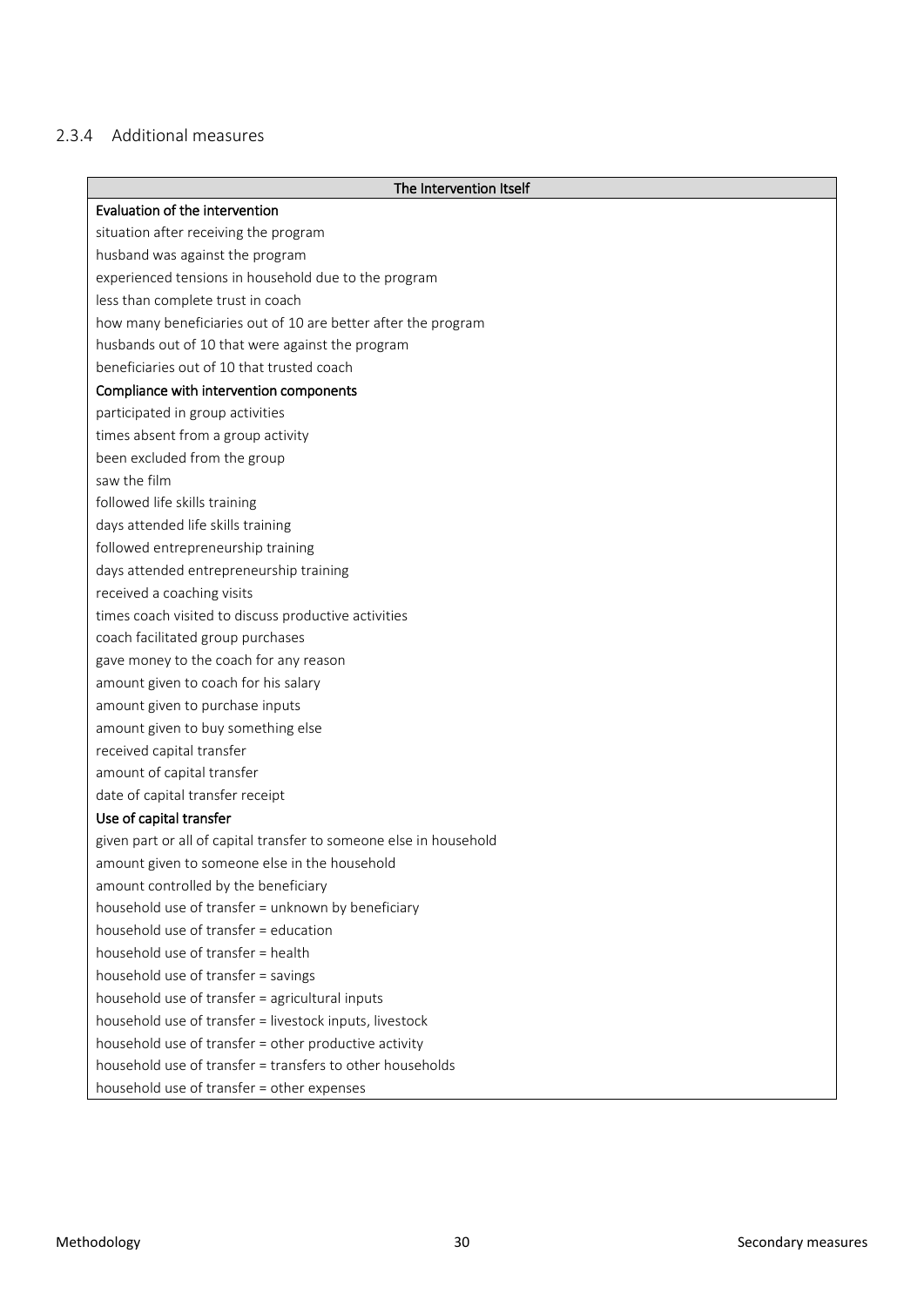### 2.3.4 Additional measures

| The Intervention Itself |
|---|
| **Evaluation of the intervention** |
| situation after receiving the program |
| husband was against the program |
| experienced tensions in household due to the program |
| less than complete trust in coach |
| how many beneficiaries out of 10 are better after the program |
| husbands out of 10 that were against the program |
| beneficiaries out of 10 that trusted coach |
| **Compliance with intervention components** |
| participated in group activities |
| times absent from a group activity |
| been excluded from the group |
| saw the film |
| followed life skills training |
| days attended life skills training |
| followed entrepreneurship training |
| days attended entrepreneurship training |
| received a coaching visits |
| times coach visited to discuss productive activities |
| coach facilitated group purchases |
| gave money to the coach for any reason |
| amount given to coach for his salary |
| amount given to purchase inputs |
| amount given to buy something else |
| received capital transfer |
| amount of capital transfer |
| date of capital transfer receipt |
| **Use of capital transfer** |
| given part or all of capital transfer to someone else in household |
| amount given to someone else in the household |
| amount controlled by the beneficiary |
| household use of transfer = unknown by beneficiary |
| household use of transfer = education |
| household use of transfer = health |
| household use of transfer = savings |
| household use of transfer = agricultural inputs |
| household use of transfer = livestock inputs, livestock |
| household use of transfer = other productive activity |
| household use of transfer = transfers to other households |
| household use of transfer = other expenses |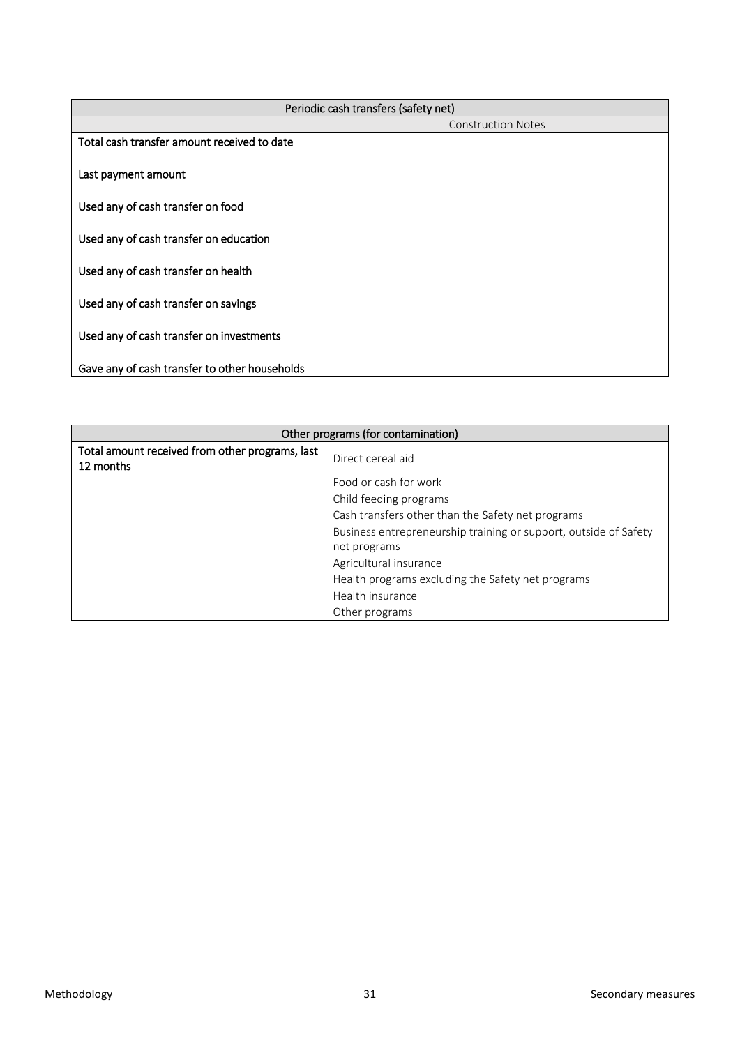| Periodic cash transfers (safety net) | |
|---|---|
| | Construction Notes |
| Total cash transfer amount received to date | |
| Last payment amount | |
| Used any of cash transfer on food | |
| Used any of cash transfer on education | |
| Used any of cash transfer on health | |
| Used any of cash transfer on savings | |
| Used any of cash transfer on investments | |
| Gave any of cash transfer to other households | |

| Other programs (for contamination) | |
|---|---|
| Total amount received from other programs, last 12 months | Direct cereal aid |
| | Food or cash for work |
| | Child feeding programs |
| | Cash transfers other than the Safety net programs |
| | Business entrepreneurship training or support, outside of Safety net programs |
| | Agricultural insurance |
| | Health programs excluding the Safety net programs |
| | Health insurance |
| | Other programs |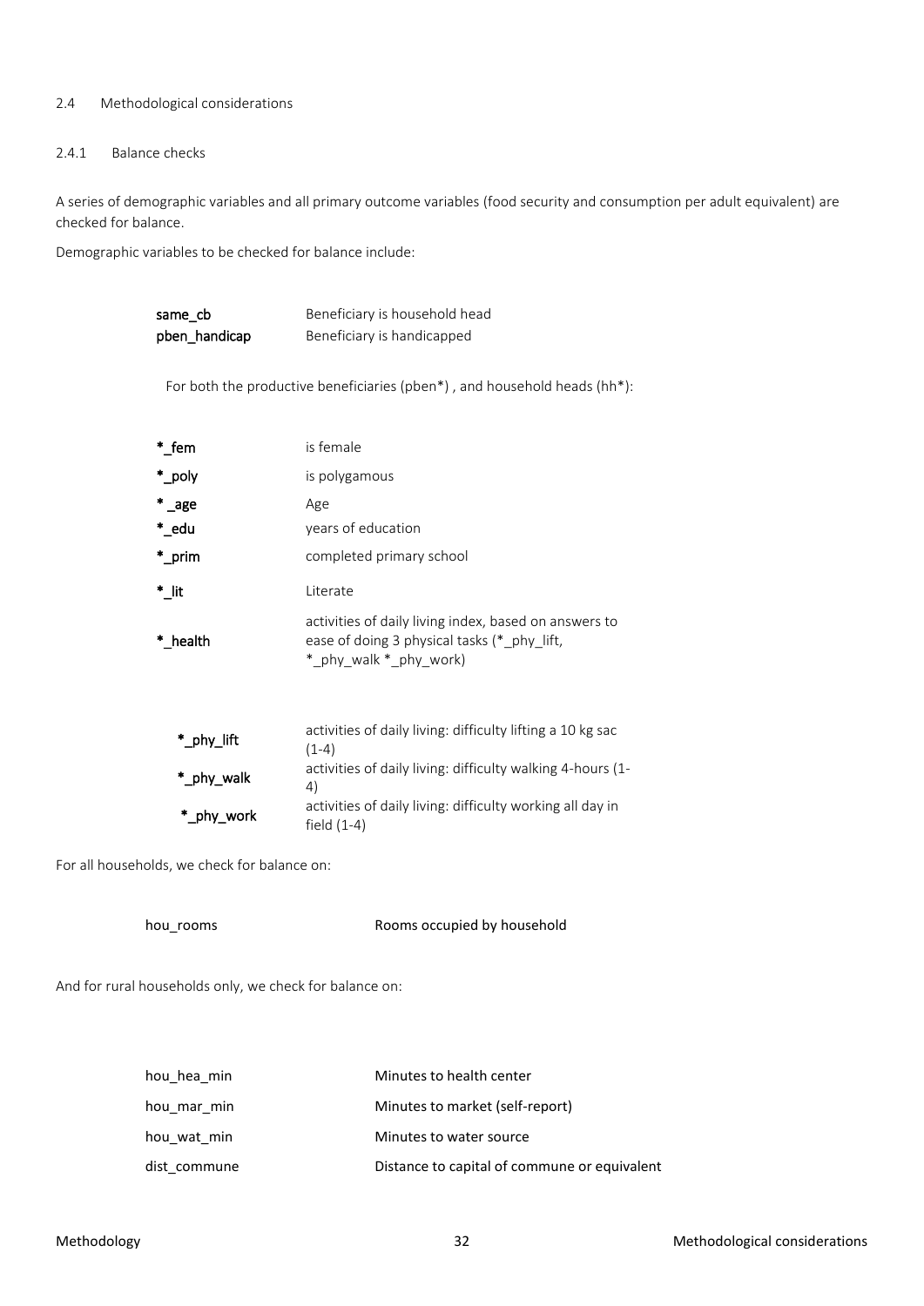## 2.4 Methodological considerations

### 2.4.1 Balance checks

A series of demographic variables and all primary outcome variables (food security and consumption per adult equivalent) are checked for balance.

Demographic variables to be checked for balance include:

| | |
|---|---|
| **same_cb** | Beneficiary is household head |
| **pben_handicap** | Beneficiary is handicapped |

For both the productive beneficiaries (pben*) , and household heads (hh*):

| | |
|---|---|
| ***_fem** | is female |
| ***_poly** | is polygamous |
| ***_age** | Age |
| ***_edu** | years of education |
| ***_prim** | completed primary school |
| ***_lit** | Literate |
| ***_health** | activities of daily living index, based on answers to ease of doing 3 physical tasks (*_phy_lift, *_phy_walk *_phy_work) |

| | |
|---|---|
| ***_phy_lift** | activities of daily living: difficulty lifting a 10 kg sac (1-4) |
| ***_phy_walk** | activities of daily living: difficulty walking 4-hours (1-4) |
| ***_phy_work** | activities of daily living: difficulty working all day in field (1-4) |

For all households, we check for balance on:

| | |
|---|---|
| hou_rooms | Rooms occupied by household |

And for rural households only, we check for balance on:

| | |
|---|---|
| hou_hea_min | Minutes to health center |
| hou_mar_min | Minutes to market (self-report) |
| hou_wat_min | Minutes to water source |
| dist_commune | Distance to capital of commune or equivalent |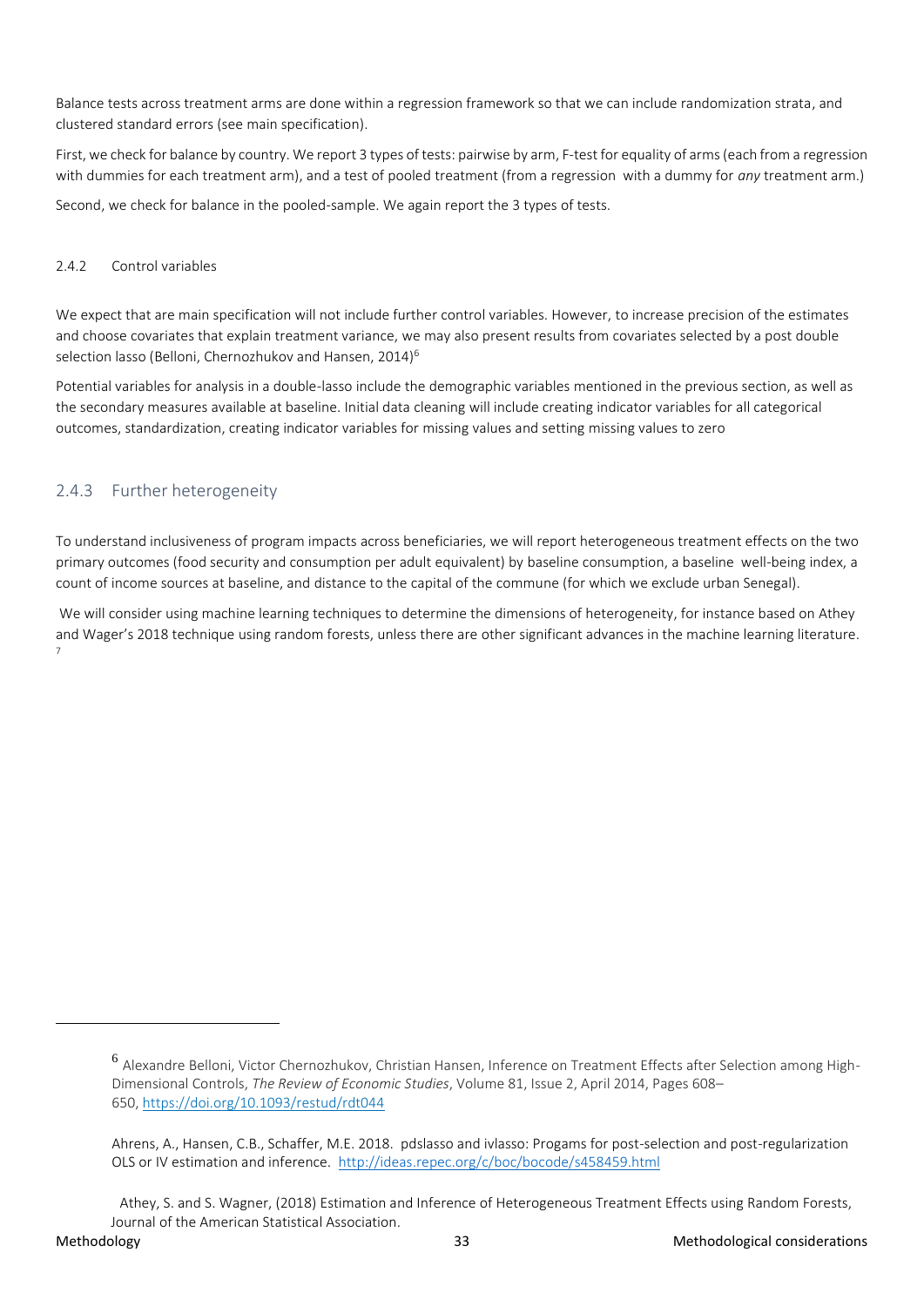Balance tests across treatment arms are done within a regression framework so that we can include randomization strata, and clustered standard errors (see main specification).

First, we check for balance by country. We report 3 types of tests: pairwise by arm, F-test for equality of arms (each from a regression with dummies for each treatment arm), and a test of pooled treatment (from a regression with a dummy for *any* treatment arm.)

Second, we check for balance in the pooled-sample. We again report the 3 types of tests.

#### 2.4.2 Control variables

We expect that are main specification will not include further control variables. However, to increase precision of the estimates and choose covariates that explain treatment variance, we may also present results from covariates selected by a post double selection lasso (Belloni, Chernozhukov and Hansen, 2014)[6]

Potential variables for analysis in a double-lasso include the demographic variables mentioned in the previous section, as well as the secondary measures available at baseline. Initial data cleaning will include creating indicator variables for all categorical outcomes, standardization, creating indicator variables for missing values and setting missing values to zero

### 2.4.3 Further heterogeneity

To understand inclusiveness of program impacts across beneficiaries, we will report heterogeneous treatment effects on the two primary outcomes (food security and consumption per adult equivalent) by baseline consumption, a baseline well-being index, a count of income sources at baseline, and distance to the capital of the commune (for which we exclude urban Senegal).

We will consider using machine learning techniques to determine the dimensions of heterogeneity, for instance based on Athey and Wager's 2018 technique using random forests, unless there are other significant advances in the machine learning literature.[7]

---

[6] Alexandre Belloni, Victor Chernozhukov, Christian Hansen, Inference on Treatment Effects after Selection among High-Dimensional Controls, *The Review of Economic Studies*, Volume 81, Issue 2, April 2014, Pages 608–650, https://doi.org/10.1093/restud/rdt044

Ahrens, A., Hansen, C.B., Schaffer, M.E. 2018. pdslasso and ivlasso: Progams for post-selection and post-regularization OLS or IV estimation and inference. http://ideas.repec.org/c/boc/bocode/s458459.html

[7] Athey, S. and S. Wagner, (2018) Estimation and Inference of Heterogeneous Treatment Effects using Random Forests, Journal of the American Statistical Association.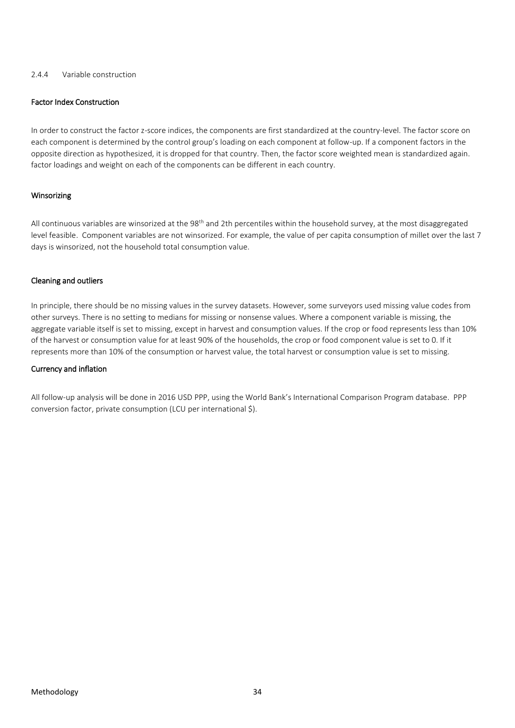### 2.4.4 Variable construction

#### Factor Index Construction

In order to construct the factor z-score indices, the components are first standardized at the country-level. The factor score on each component is determined by the control group's loading on each component at follow-up. If a component factors in the opposite direction as hypothesized, it is dropped for that country. Then, the factor score weighted mean is standardized again. factor loadings and weight on each of the components can be different in each country.

#### Winsorizing

All continuous variables are winsorized at the 98th and 2th percentiles within the household survey, at the most disaggregated level feasible. Component variables are not winsorized. For example, the value of per capita consumption of millet over the last 7 days is winsorized, not the household total consumption value.

#### Cleaning and outliers

In principle, there should be no missing values in the survey datasets. However, some surveyors used missing value codes from other surveys. There is no setting to medians for missing or nonsense values. Where a component variable is missing, the aggregate variable itself is set to missing, except in harvest and consumption values. If the crop or food represents less than 10% of the harvest or consumption value for at least 90% of the households, the crop or food component value is set to 0. If it represents more than 10% of the consumption or harvest value, the total harvest or consumption value is set to missing.

#### Currency and inflation

All follow-up analysis will be done in 2016 USD PPP, using the World Bank's International Comparison Program database. PPP conversion factor, private consumption (LCU per international $).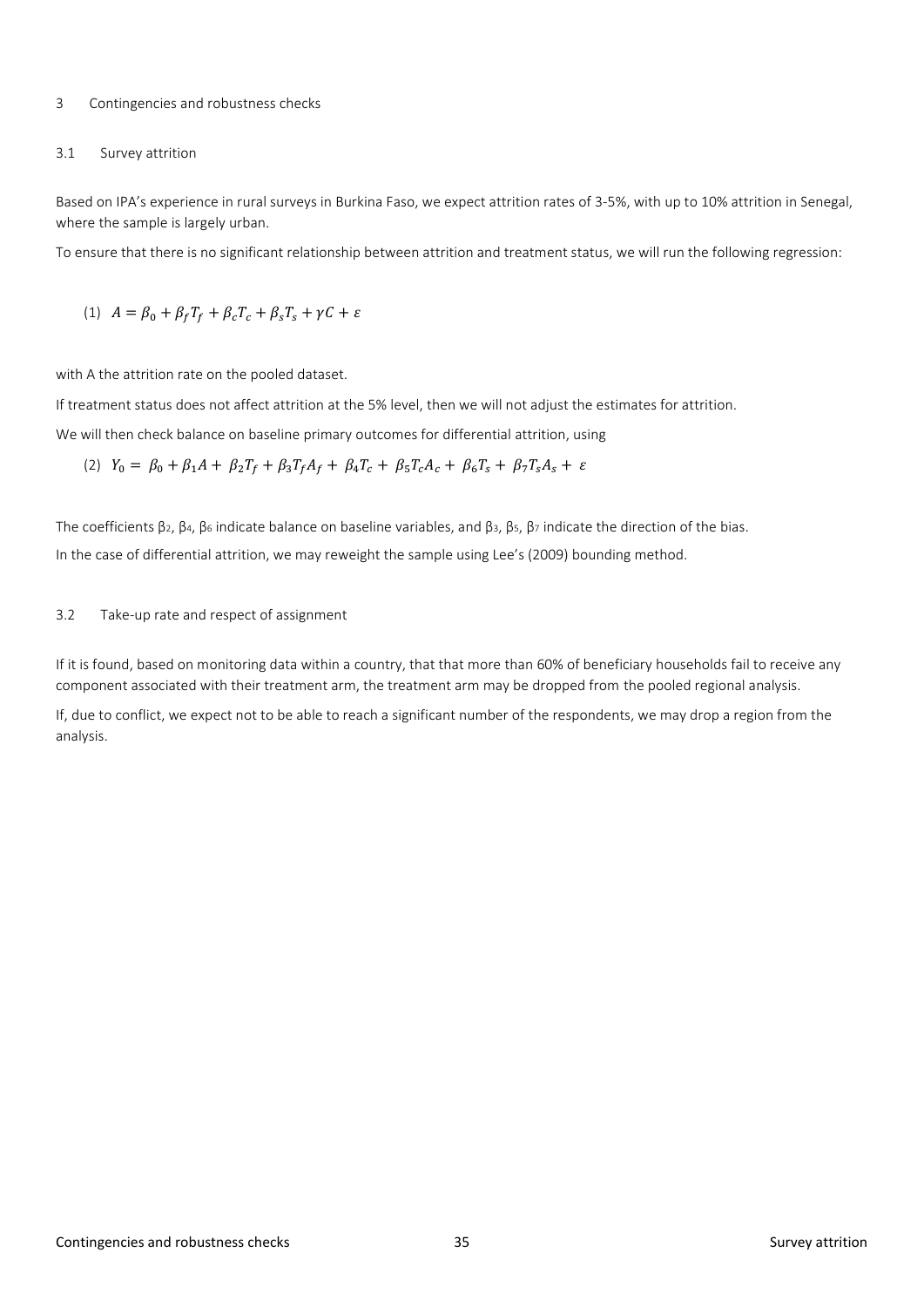## 3 Contingencies and robustness checks

### 3.1 Survey attrition

Based on IPA's experience in rural surveys in Burkina Faso, we expect attrition rates of 3-5%, with up to 10% attrition in Senegal, where the sample is largely urban.

To ensure that there is no significant relationship between attrition and treatment status, we will run the following regression:

$$(1)\quad A = \beta_0 + \beta_f T_f + \beta_c T_c + \beta_s T_s + \gamma C + \varepsilon$$

with A the attrition rate on the pooled dataset.

If treatment status does not affect attrition at the 5% level, then we will not adjust the estimates for attrition.

We will then check balance on baseline primary outcomes for differential attrition, using

$$(2)\quad Y_0 = \beta_0 + \beta_1 A + \beta_2 T_f + \beta_3 T_f A_f + \beta_4 T_c + \beta_5 T_c A_c + \beta_6 T_s + \beta_7 T_s A_s + \varepsilon$$

The coefficients $\beta_2$, $\beta_4$, $\beta_6$ indicate balance on baseline variables, and $\beta_3$, $\beta_5$, $\beta_7$ indicate the direction of the bias.

In the case of differential attrition, we may reweight the sample using Lee's (2009) bounding method.

### 3.2 Take-up rate and respect of assignment

If it is found, based on monitoring data within a country, that that more than 60% of beneficiary households fail to receive any component associated with their treatment arm, the treatment arm may be dropped from the pooled regional analysis.

If, due to conflict, we expect not to be able to reach a significant number of the respondents, we may drop a region from the analysis.